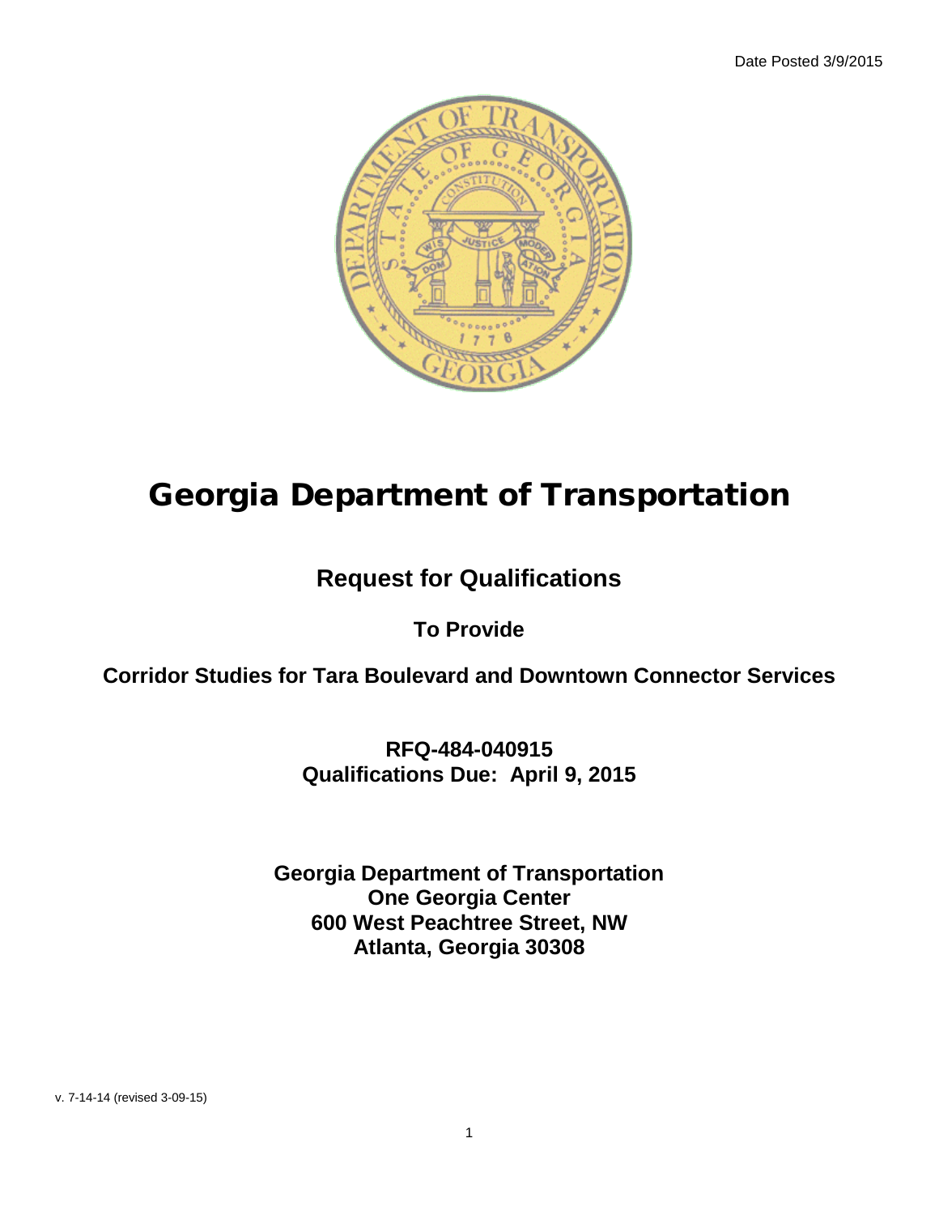Date Posted 3/9/2015

# Georgia Department of Transportation

## Request for Qualifications

**To Provide**

**Corridor Studies for Tara Boulevard and Downtown Connector Services**

**RFQ-484-040915**
**Qualifications Due: April 9, 2015**

**Georgia Department of Transportation**
**One Georgia Center**
**600 West Peachtree Street, NW**
**Atlanta, Georgia 30308**

v. 7-14-14 (revised 3-09-15)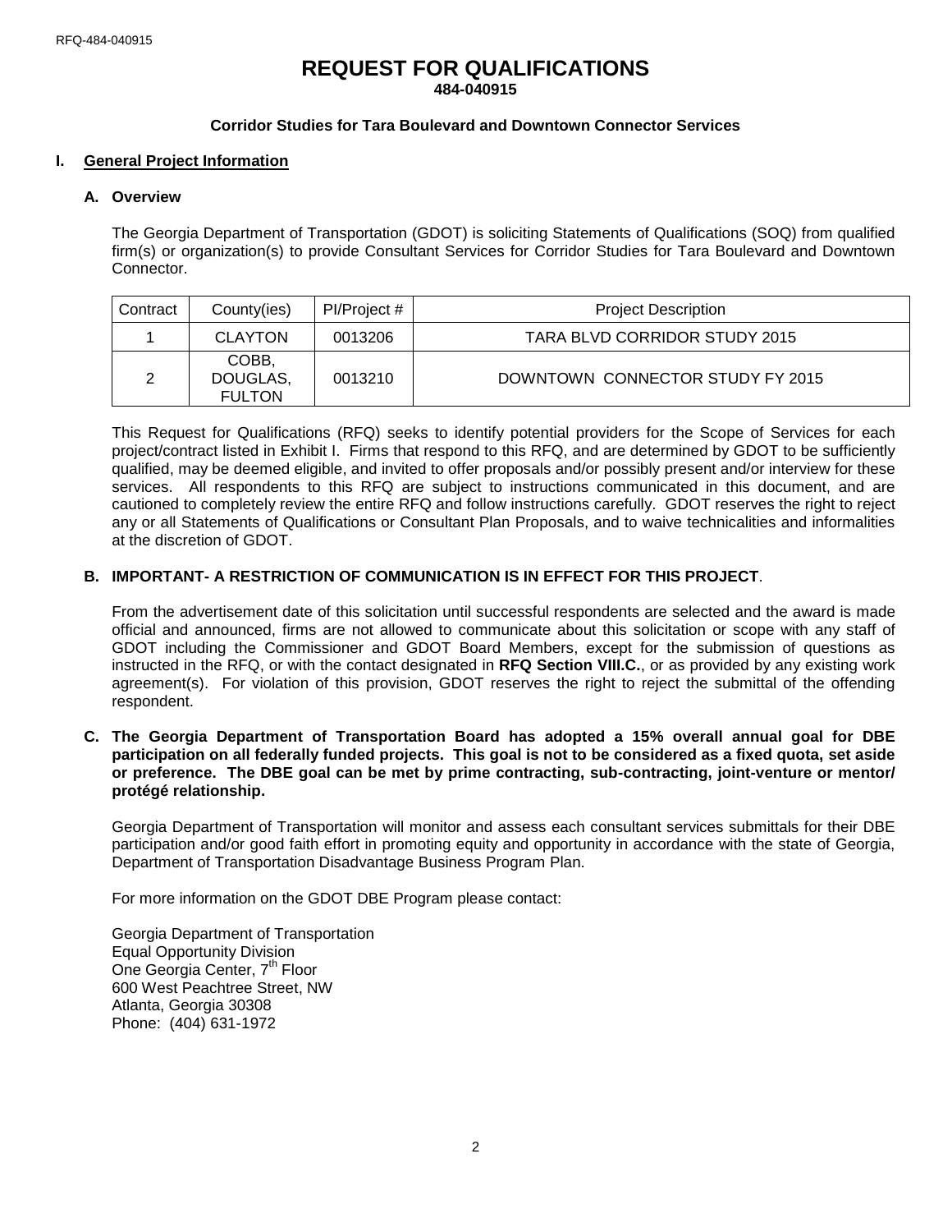# REQUEST FOR QUALIFICATIONS

**484-040915**

**Corridor Studies for Tara Boulevard and Downtown Connector Services**

## I. General Project Information

### A. Overview

The Georgia Department of Transportation (GDOT) is soliciting Statements of Qualifications (SOQ) from qualified firm(s) or organization(s) to provide Consultant Services for Corridor Studies for Tara Boulevard and Downtown Connector.

| Contract | County(ies) | PI/Project # | Project Description |
|---|---|---|---|
| 1 | CLAYTON | 0013206 | TARA BLVD CORRIDOR STUDY 2015 |
| 2 | COBB, DOUGLAS, FULTON | 0013210 | DOWNTOWN CONNECTOR STUDY FY 2015 |

This Request for Qualifications (RFQ) seeks to identify potential providers for the Scope of Services for each project/contract listed in Exhibit I. Firms that respond to this RFQ, and are determined by GDOT to be sufficiently qualified, may be deemed eligible, and invited to offer proposals and/or possibly present and/or interview for these services. All respondents to this RFQ are subject to instructions communicated in this document, and are cautioned to completely review the entire RFQ and follow instructions carefully. GDOT reserves the right to reject any or all Statements of Qualifications or Consultant Plan Proposals, and to waive technicalities and informalities at the discretion of GDOT.

### B. IMPORTANT- A RESTRICTION OF COMMUNICATION IS IN EFFECT FOR THIS PROJECT.

From the advertisement date of this solicitation until successful respondents are selected and the award is made official and announced, firms are not allowed to communicate about this solicitation or scope with any staff of GDOT including the Commissioner and GDOT Board Members, except for the submission of questions as instructed in the RFQ, or with the contact designated in **RFQ Section VIII.C.**, or as provided by any existing work agreement(s). For violation of this provision, GDOT reserves the right to reject the submittal of the offending respondent.

### C. The Georgia Department of Transportation Board has adopted a 15% overall annual goal for DBE participation on all federally funded projects. This goal is not to be considered as a fixed quota, set aside or preference. The DBE goal can be met by prime contracting, sub-contracting, joint-venture or mentor/ protégé relationship.

Georgia Department of Transportation will monitor and assess each consultant services submittals for their DBE participation and/or good faith effort in promoting equity and opportunity in accordance with the state of Georgia, Department of Transportation Disadvantage Business Program Plan.

For more information on the GDOT DBE Program please contact:

Georgia Department of Transportation
Equal Opportunity Division
One Georgia Center, 7th Floor
600 West Peachtree Street, NW
Atlanta, Georgia 30308
Phone: (404) 631-1972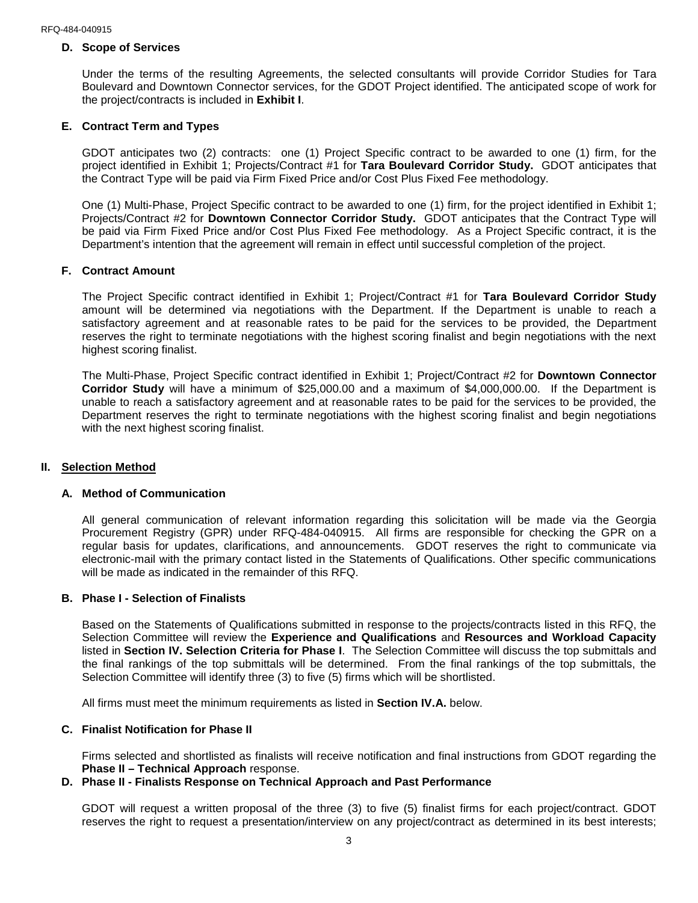### D. Scope of Services

Under the terms of the resulting Agreements, the selected consultants will provide Corridor Studies for Tara Boulevard and Downtown Connector services, for the GDOT Project identified. The anticipated scope of work for the project/contracts is included in **Exhibit I**.

### E. Contract Term and Types

GDOT anticipates two (2) contracts: one (1) Project Specific contract to be awarded to one (1) firm, for the project identified in Exhibit 1; Projects/Contract #1 for **Tara Boulevard Corridor Study.** GDOT anticipates that the Contract Type will be paid via Firm Fixed Price and/or Cost Plus Fixed Fee methodology.

One (1) Multi-Phase, Project Specific contract to be awarded to one (1) firm, for the project identified in Exhibit 1; Projects/Contract #2 for **Downtown Connector Corridor Study.** GDOT anticipates that the Contract Type will be paid via Firm Fixed Price and/or Cost Plus Fixed Fee methodology. As a Project Specific contract, it is the Department's intention that the agreement will remain in effect until successful completion of the project.

### F. Contract Amount

The Project Specific contract identified in Exhibit 1; Project/Contract #1 for **Tara Boulevard Corridor Study** amount will be determined via negotiations with the Department. If the Department is unable to reach a satisfactory agreement and at reasonable rates to be paid for the services to be provided, the Department reserves the right to terminate negotiations with the highest scoring finalist and begin negotiations with the next highest scoring finalist.

The Multi-Phase, Project Specific contract identified in Exhibit 1; Project/Contract #2 for **Downtown Connector Corridor Study** will have a minimum of $25,000.00 and a maximum of $4,000,000.00. If the Department is unable to reach a satisfactory agreement and at reasonable rates to be paid for the services to be provided, the Department reserves the right to terminate negotiations with the highest scoring finalist and begin negotiations with the next highest scoring finalist.

## II. Selection Method

### A. Method of Communication

All general communication of relevant information regarding this solicitation will be made via the Georgia Procurement Registry (GPR) under RFQ-484-040915. All firms are responsible for checking the GPR on a regular basis for updates, clarifications, and announcements. GDOT reserves the right to communicate via electronic-mail with the primary contact listed in the Statements of Qualifications. Other specific communications will be made as indicated in the remainder of this RFQ.

### B. Phase I - Selection of Finalists

Based on the Statements of Qualifications submitted in response to the projects/contracts listed in this RFQ, the Selection Committee will review the **Experience and Qualifications** and **Resources and Workload Capacity** listed in **Section IV. Selection Criteria for Phase I**. The Selection Committee will discuss the top submittals and the final rankings of the top submittals will be determined. From the final rankings of the top submittals, the Selection Committee will identify three (3) to five (5) firms which will be shortlisted.

All firms must meet the minimum requirements as listed in **Section IV.A.** below.

### C. Finalist Notification for Phase II

Firms selected and shortlisted as finalists will receive notification and final instructions from GDOT regarding the **Phase II – Technical Approach** response.

### D. Phase II - Finalists Response on Technical Approach and Past Performance

GDOT will request a written proposal of the three (3) to five (5) finalist firms for each project/contract. GDOT reserves the right to request a presentation/interview on any project/contract as determined in its best interests;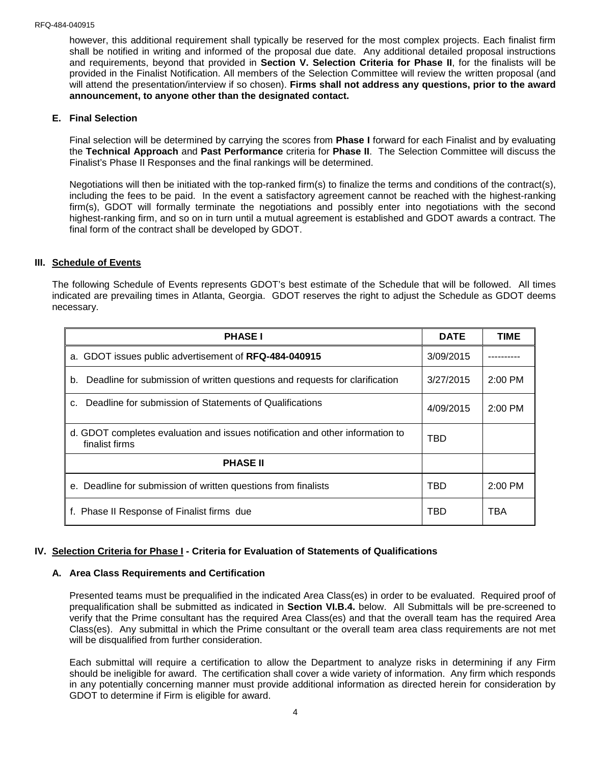however, this additional requirement shall typically be reserved for the most complex projects. Each finalist firm shall be notified in writing and informed of the proposal due date. Any additional detailed proposal instructions and requirements, beyond that provided in **Section V. Selection Criteria for Phase II**, for the finalists will be provided in the Finalist Notification. All members of the Selection Committee will review the written proposal (and will attend the presentation/interview if so chosen). **Firms shall not address any questions, prior to the award announcement, to anyone other than the designated contact.**

### E. Final Selection

Final selection will be determined by carrying the scores from **Phase I** forward for each Finalist and by evaluating the **Technical Approach** and **Past Performance** criteria for **Phase II**. The Selection Committee will discuss the Finalist's Phase II Responses and the final rankings will be determined.

Negotiations will then be initiated with the top-ranked firm(s) to finalize the terms and conditions of the contract(s), including the fees to be paid. In the event a satisfactory agreement cannot be reached with the highest-ranking firm(s), GDOT will formally terminate the negotiations and possibly enter into negotiations with the second highest-ranking firm, and so on in turn until a mutual agreement is established and GDOT awards a contract. The final form of the contract shall be developed by GDOT.

## III. Schedule of Events

The following Schedule of Events represents GDOT's best estimate of the Schedule that will be followed. All times indicated are prevailing times in Atlanta, Georgia. GDOT reserves the right to adjust the Schedule as GDOT deems necessary.

| PHASE I | DATE | TIME |
|---|---|---|
| a. GDOT issues public advertisement of **RFQ-484-040915** | 3/09/2015 | ---------- |
| b. Deadline for submission of written questions and requests for clarification | 3/27/2015 | 2:00 PM |
| c. Deadline for submission of Statements of Qualifications | 4/09/2015 | 2:00 PM |
| d. GDOT completes evaluation and issues notification and other information to finalist firms | TBD | |
| **PHASE II** | | |
| e. Deadline for submission of written questions from finalists | TBD | 2:00 PM |
| f. Phase II Response of Finalist firms due | TBD | TBA |

## IV. Selection Criteria for Phase I - Criteria for Evaluation of Statements of Qualifications

### A. Area Class Requirements and Certification

Presented teams must be prequalified in the indicated Area Class(es) in order to be evaluated. Required proof of prequalification shall be submitted as indicated in **Section VI.B.4.** below. All Submittals will be pre-screened to verify that the Prime consultant has the required Area Class(es) and that the overall team has the required Area Class(es). Any submittal in which the Prime consultant or the overall team area class requirements are not met will be disqualified from further consideration.

Each submittal will require a certification to allow the Department to analyze risks in determining if any Firm should be ineligible for award. The certification shall cover a wide variety of information. Any firm which responds in any potentially concerning manner must provide additional information as directed herein for consideration by GDOT to determine if Firm is eligible for award.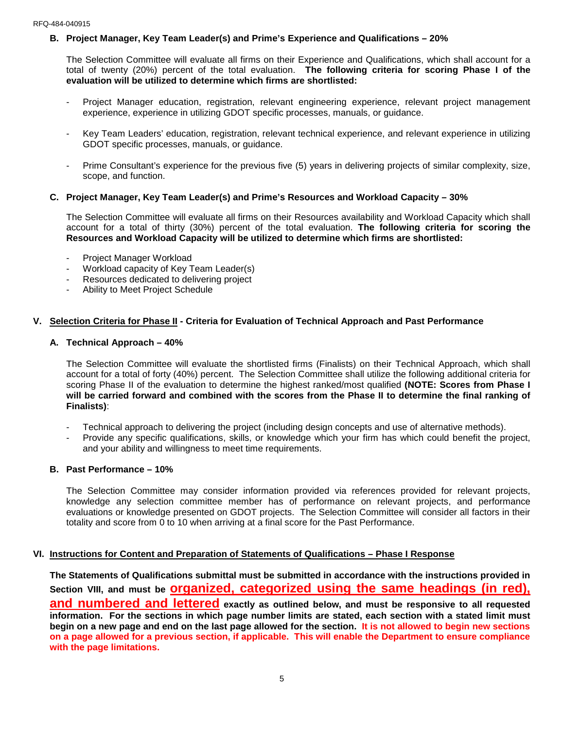### B. Project Manager, Key Team Leader(s) and Prime's Experience and Qualifications – 20%

The Selection Committee will evaluate all firms on their Experience and Qualifications, which shall account for a total of twenty (20%) percent of the total evaluation. **The following criteria for scoring Phase I of the evaluation will be utilized to determine which firms are shortlisted:**

- Project Manager education, registration, relevant engineering experience, relevant project management experience, experience in utilizing GDOT specific processes, manuals, or guidance.

- Key Team Leaders' education, registration, relevant technical experience, and relevant experience in utilizing GDOT specific processes, manuals, or guidance.

- Prime Consultant's experience for the previous five (5) years in delivering projects of similar complexity, size, scope, and function.

### C. Project Manager, Key Team Leader(s) and Prime's Resources and Workload Capacity – 30%

The Selection Committee will evaluate all firms on their Resources availability and Workload Capacity which shall account for a total of thirty (30%) percent of the total evaluation. **The following criteria for scoring the Resources and Workload Capacity will be utilized to determine which firms are shortlisted:**

- Project Manager Workload
- Workload capacity of Key Team Leader(s)
- Resources dedicated to delivering project
- Ability to Meet Project Schedule

## V. Selection Criteria for Phase II - Criteria for Evaluation of Technical Approach and Past Performance

### A. Technical Approach – 40%

The Selection Committee will evaluate the shortlisted firms (Finalists) on their Technical Approach, which shall account for a total of forty (40%) percent. The Selection Committee shall utilize the following additional criteria for scoring Phase II of the evaluation to determine the highest ranked/most qualified **(NOTE: Scores from Phase I will be carried forward and combined with the scores from the Phase II to determine the final ranking of Finalists)**:

- Technical approach to delivering the project (including design concepts and use of alternative methods).
- Provide any specific qualifications, skills, or knowledge which your firm has which could benefit the project, and your ability and willingness to meet time requirements.

### B. Past Performance – 10%

The Selection Committee may consider information provided via references provided for relevant projects, knowledge any selection committee member has of performance on relevant projects, and performance evaluations or knowledge presented on GDOT projects. The Selection Committee will consider all factors in their totality and score from 0 to 10 when arriving at a final score for the Past Performance.

## VI. Instructions for Content and Preparation of Statements of Qualifications – Phase I Response

**The Statements of Qualifications submittal must be submitted in accordance with the instructions provided in Section VIII, and must be organized, categorized using the same headings (in red), and numbered and lettered exactly as outlined below, and must be responsive to all requested information. For the sections in which page number limits are stated, each section with a stated limit must begin on a new page and end on the last page allowed for the section. It is not allowed to begin new sections on a page allowed for a previous section, if applicable. This will enable the Department to ensure compliance with the page limitations.**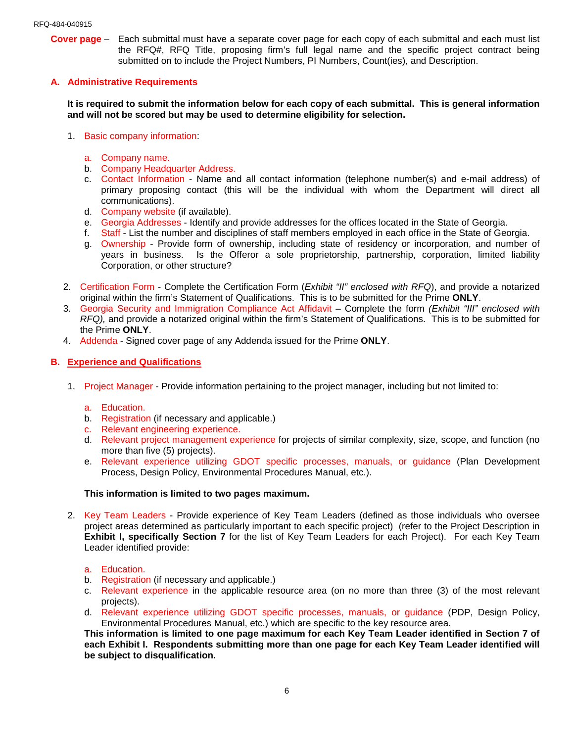**Cover page** – Each submittal must have a separate cover page for each copy of each submittal and each must list the RFQ#, RFQ Title, proposing firm's full legal name and the specific project contract being submitted on to include the Project Numbers, PI Numbers, Count(ies), and Description.

## A. Administrative Requirements

**It is required to submit the information below for each copy of each submittal. This is general information and will not be scored but may be used to determine eligibility for selection.**

1. Basic company information:

   a. Company name.
   b. Company Headquarter Address.
   c. Contact Information - Name and all contact information (telephone number(s) and e-mail address) of primary proposing contact (this will be the individual with whom the Department will direct all communications).
   d. Company website (if available).
   e. Georgia Addresses - Identify and provide addresses for the offices located in the State of Georgia.
   f. Staff - List the number and disciplines of staff members employed in each office in the State of Georgia.
   g. Ownership - Provide form of ownership, including state of residency or incorporation, and number of years in business. Is the Offeror a sole proprietorship, partnership, corporation, limited liability Corporation, or other structure?

2. Certification Form - Complete the Certification Form (*Exhibit "II" enclosed with RFQ*), and provide a notarized original within the firm's Statement of Qualifications. This is to be submitted for the Prime **ONLY**.
3. Georgia Security and Immigration Compliance Act Affidavit – Complete the form *(Exhibit "III" enclosed with RFQ),* and provide a notarized original within the firm's Statement of Qualifications. This is to be submitted for the Prime **ONLY**.
4. Addenda - Signed cover page of any Addenda issued for the Prime **ONLY**.

## B. Experience and Qualifications

1. Project Manager - Provide information pertaining to the project manager, including but not limited to:

   a. Education.
   b. Registration (if necessary and applicable.)
   c. Relevant engineering experience.
   d. Relevant project management experience for projects of similar complexity, size, scope, and function (no more than five (5) projects).
   e. Relevant experience utilizing GDOT specific processes, manuals, or guidance (Plan Development Process, Design Policy, Environmental Procedures Manual, etc.).

   **This information is limited to two pages maximum.**

2. Key Team Leaders - Provide experience of Key Team Leaders (defined as those individuals who oversee project areas determined as particularly important to each specific project) (refer to the Project Description in **Exhibit I, specifically Section 7** for the list of Key Team Leaders for each Project). For each Key Team Leader identified provide:

   a. Education.
   b. Registration (if necessary and applicable.)
   c. Relevant experience in the applicable resource area (on no more than three (3) of the most relevant projects).
   d. Relevant experience utilizing GDOT specific processes, manuals, or guidance (PDP, Design Policy, Environmental Procedures Manual, etc.) which are specific to the key resource area.

   **This information is limited to one page maximum for each Key Team Leader identified in Section 7 of each Exhibit I. Respondents submitting more than one page for each Key Team Leader identified will be subject to disqualification.**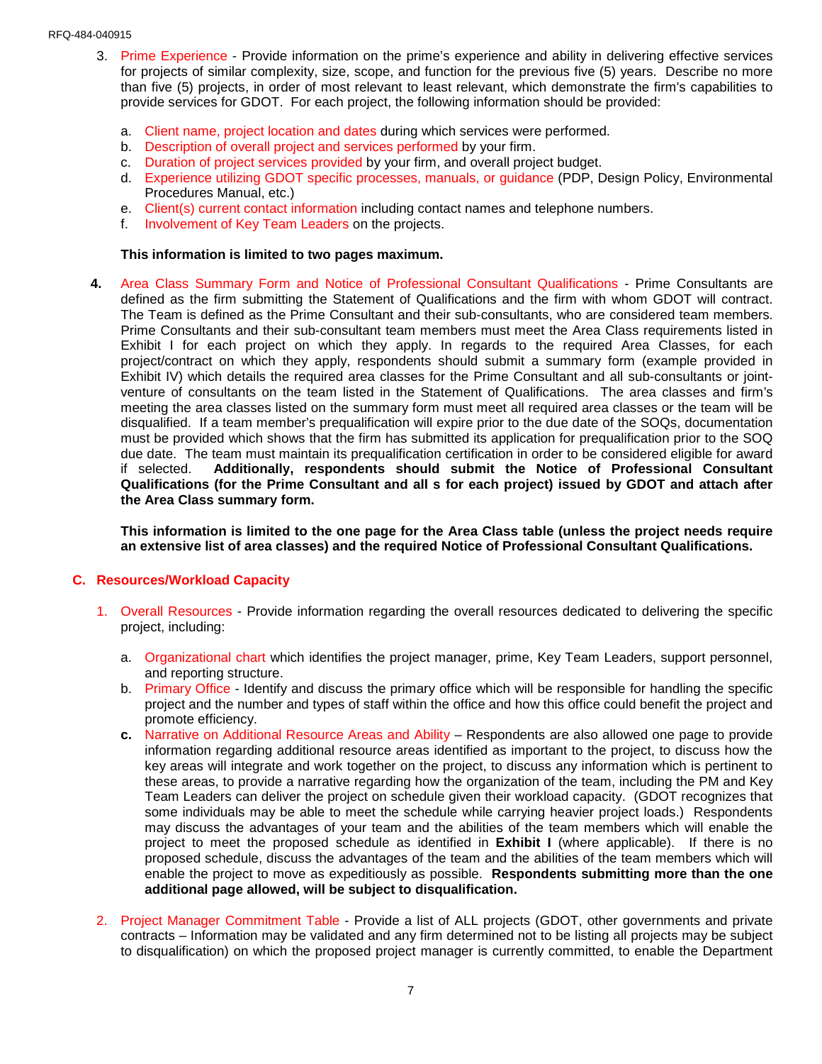3. Prime Experience - Provide information on the prime's experience and ability in delivering effective services for projects of similar complexity, size, scope, and function for the previous five (5) years. Describe no more than five (5) projects, in order of most relevant to least relevant, which demonstrate the firm's capabilities to provide services for GDOT. For each project, the following information should be provided:

   a. Client name, project location and dates during which services were performed.
   b. Description of overall project and services performed by your firm.
   c. Duration of project services provided by your firm, and overall project budget.
   d. Experience utilizing GDOT specific processes, manuals, or guidance (PDP, Design Policy, Environmental Procedures Manual, etc.)
   e. Client(s) current contact information including contact names and telephone numbers.
   f. Involvement of Key Team Leaders on the projects.

   **This information is limited to two pages maximum.**

**4.** Area Class Summary Form and Notice of Professional Consultant Qualifications - Prime Consultants are defined as the firm submitting the Statement of Qualifications and the firm with whom GDOT will contract. The Team is defined as the Prime Consultant and their sub-consultants, who are considered team members. Prime Consultants and their sub-consultant team members must meet the Area Class requirements listed in Exhibit I for each project on which they apply. In regards to the required Area Classes, for each project/contract on which they apply, respondents should submit a summary form (example provided in Exhibit IV) which details the required area classes for the Prime Consultant and all sub-consultants or joint-venture of consultants on the team listed in the Statement of Qualifications. The area classes and firm's meeting the area classes listed on the summary form must meet all required area classes or the team will be disqualified. If a team member's prequalification will expire prior to the due date of the SOQs, documentation must be provided which shows that the firm has submitted its application for prequalification prior to the SOQ due date. The team must maintain its prequalification certification in order to be considered eligible for award if selected. **Additionally, respondents should submit the Notice of Professional Consultant Qualifications (for the Prime Consultant and all s for each project) issued by GDOT and attach after the Area Class summary form.**

   **This information is limited to the one page for the Area Class table (unless the project needs require an extensive list of area classes) and the required Notice of Professional Consultant Qualifications.**

## C. Resources/Workload Capacity

1. Overall Resources - Provide information regarding the overall resources dedicated to delivering the specific project, including:

   a. Organizational chart which identifies the project manager, prime, Key Team Leaders, support personnel, and reporting structure.
   b. Primary Office - Identify and discuss the primary office which will be responsible for handling the specific project and the number and types of staff within the office and how this office could benefit the project and promote efficiency.
   **c.** Narrative on Additional Resource Areas and Ability – Respondents are also allowed one page to provide information regarding additional resource areas identified as important to the project, to discuss how the key areas will integrate and work together on the project, to discuss any information which is pertinent to these areas, to provide a narrative regarding how the organization of the team, including the PM and Key Team Leaders can deliver the project on schedule given their workload capacity. (GDOT recognizes that some individuals may be able to meet the schedule while carrying heavier project loads.) Respondents may discuss the advantages of your team and the abilities of the team members which will enable the project to meet the proposed schedule as identified in **Exhibit I** (where applicable). If there is no proposed schedule, discuss the advantages of the team and the abilities of the team members which will enable the project to move as expeditiously as possible. **Respondents submitting more than the one additional page allowed, will be subject to disqualification.**

2. Project Manager Commitment Table - Provide a list of ALL projects (GDOT, other governments and private contracts – Information may be validated and any firm determined not to be listing all projects may be subject to disqualification) on which the proposed project manager is currently committed, to enable the Department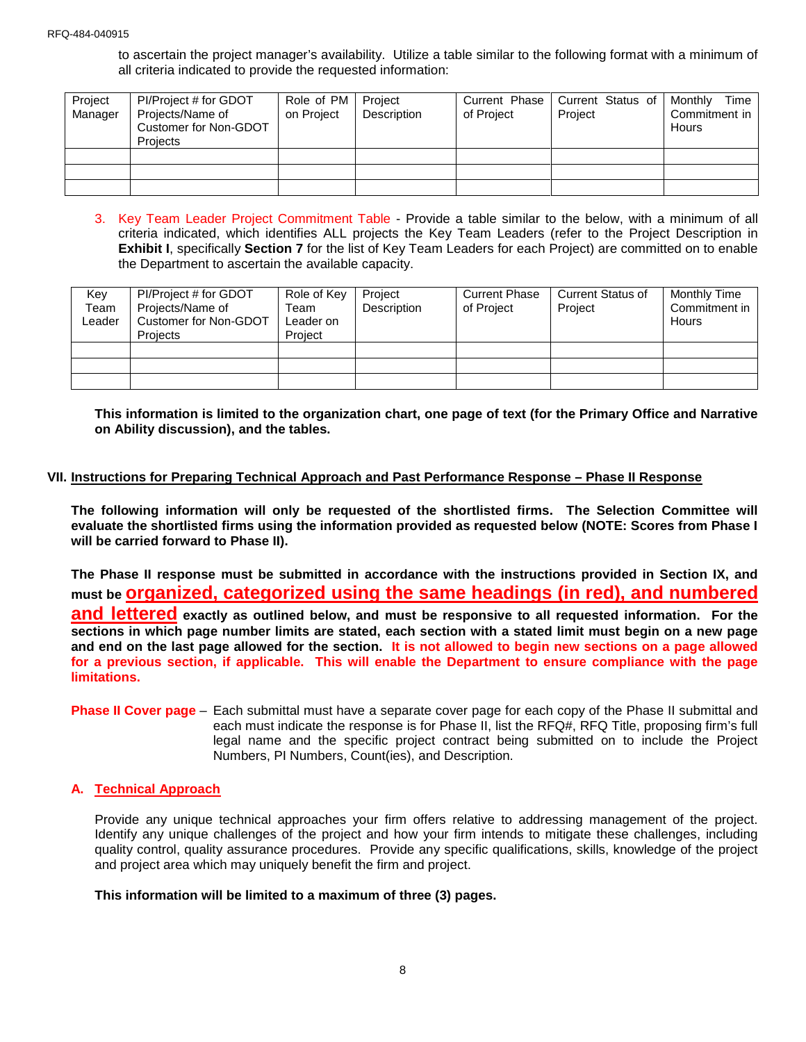to ascertain the project manager's availability. Utilize a table similar to the following format with a minimum of all criteria indicated to provide the requested information:

| Project Manager | PI/Project # for GDOT Projects/Name of Customer for Non-GDOT Projects | Role of PM on Project | Project Description | Current Phase of Project | Current Status of Project | Monthly Time Commitment in Hours |
|---|---|---|---|---|---|---|
| | | | | | | |
| | | | | | | |
| | | | | | | |

3. Key Team Leader Project Commitment Table - Provide a table similar to the below, with a minimum of all criteria indicated, which identifies ALL projects the Key Team Leaders (refer to the Project Description in **Exhibit I**, specifically **Section 7** for the list of Key Team Leaders for each Project) are committed on to enable the Department to ascertain the available capacity.

| Key Team Leader | PI/Project # for GDOT Projects/Name of Customer for Non-GDOT Projects | Role of Key Team Leader on Project | Project Description | Current Phase of Project | Current Status of Project | Monthly Time Commitment in Hours |
|---|---|---|---|---|---|---|
| | | | | | | |
| | | | | | | |
| | | | | | | |

**This information is limited to the organization chart, one page of text (for the Primary Office and Narrative on Ability discussion), and the tables.**

## VII. Instructions for Preparing Technical Approach and Past Performance Response – Phase II Response

**The following information will only be requested of the shortlisted firms. The Selection Committee will evaluate the shortlisted firms using the information provided as requested below (NOTE: Scores from Phase I will be carried forward to Phase II).**

**The Phase II response must be submitted in accordance with the instructions provided in Section IX, and must be organized, categorized using the same headings (in red), and numbered and lettered exactly as outlined below, and must be responsive to all requested information. For the sections in which page number limits are stated, each section with a stated limit must begin on a new page and end on the last page allowed for the section. It is not allowed to begin new sections on a page allowed for a previous section, if applicable. This will enable the Department to ensure compliance with the page limitations.**

**Phase II Cover page** – Each submittal must have a separate cover page for each copy of the Phase II submittal and each must indicate the response is for Phase II, list the RFQ#, RFQ Title, proposing firm's full legal name and the specific project contract being submitted on to include the Project Numbers, PI Numbers, Count(ies), and Description.

### A. Technical Approach

Provide any unique technical approaches your firm offers relative to addressing management of the project. Identify any unique challenges of the project and how your firm intends to mitigate these challenges, including quality control, quality assurance procedures. Provide any specific qualifications, skills, knowledge of the project and project area which may uniquely benefit the firm and project.

**This information will be limited to a maximum of three (3) pages.**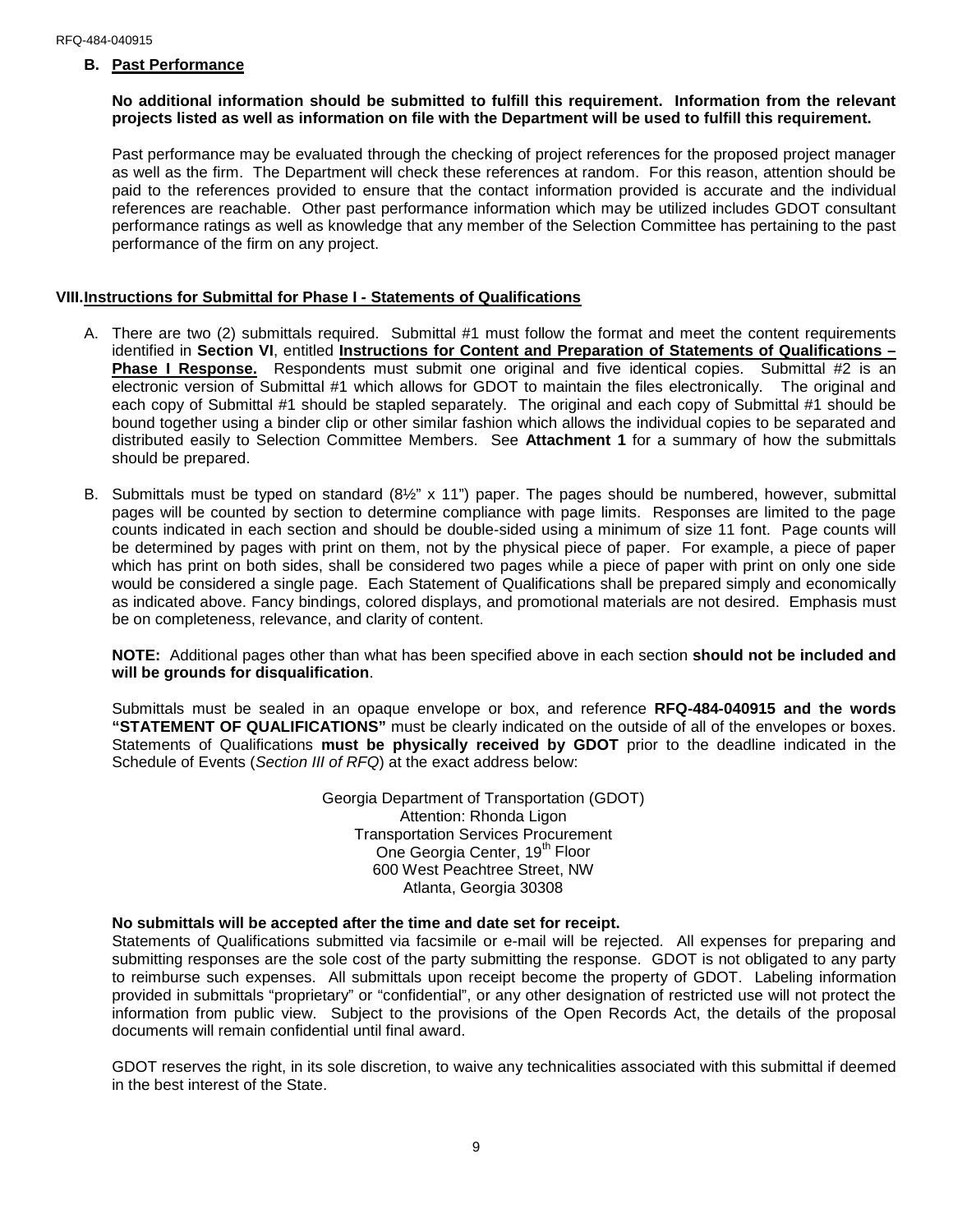### B. Past Performance

**No additional information should be submitted to fulfill this requirement. Information from the relevant projects listed as well as information on file with the Department will be used to fulfill this requirement.**

Past performance may be evaluated through the checking of project references for the proposed project manager as well as the firm. The Department will check these references at random. For this reason, attention should be paid to the references provided to ensure that the contact information provided is accurate and the individual references are reachable. Other past performance information which may be utilized includes GDOT consultant performance ratings as well as knowledge that any member of the Selection Committee has pertaining to the past performance of the firm on any project.

## VIII. Instructions for Submittal for Phase I - Statements of Qualifications

A. There are two (2) submittals required. Submittal #1 must follow the format and meet the content requirements identified in **Section VI**, entitled **Instructions for Content and Preparation of Statements of Qualifications – Phase I Response.** Respondents must submit one original and five identical copies. Submittal #2 is an electronic version of Submittal #1 which allows for GDOT to maintain the files electronically. The original and each copy of Submittal #1 should be stapled separately. The original and each copy of Submittal #1 should be bound together using a binder clip or other similar fashion which allows the individual copies to be separated and distributed easily to Selection Committee Members. See **Attachment 1** for a summary of how the submittals should be prepared.

B. Submittals must be typed on standard (8½" x 11") paper. The pages should be numbered, however, submittal pages will be counted by section to determine compliance with page limits. Responses are limited to the page counts indicated in each section and should be double-sided using a minimum of size 11 font. Page counts will be determined by pages with print on them, not by the physical piece of paper. For example, a piece of paper which has print on both sides, shall be considered two pages while a piece of paper with print on only one side would be considered a single page. Each Statement of Qualifications shall be prepared simply and economically as indicated above. Fancy bindings, colored displays, and promotional materials are not desired. Emphasis must be on completeness, relevance, and clarity of content.

**NOTE:** Additional pages other than what has been specified above in each section **should not be included and will be grounds for disqualification**.

Submittals must be sealed in an opaque envelope or box, and reference **RFQ-484-040915 and the words "STATEMENT OF QUALIFICATIONS"** must be clearly indicated on the outside of all of the envelopes or boxes. Statements of Qualifications **must be physically received by GDOT** prior to the deadline indicated in the Schedule of Events (*Section III of RFQ*) at the exact address below:

Georgia Department of Transportation (GDOT)
Attention: Rhonda Ligon
Transportation Services Procurement
One Georgia Center, 19th Floor
600 West Peachtree Street, NW
Atlanta, Georgia 30308

**No submittals will be accepted after the time and date set for receipt.**
Statements of Qualifications submitted via facsimile or e-mail will be rejected. All expenses for preparing and submitting responses are the sole cost of the party submitting the response. GDOT is not obligated to any party to reimburse such expenses. All submittals upon receipt become the property of GDOT. Labeling information provided in submittals "proprietary" or "confidential", or any other designation of restricted use will not protect the information from public view. Subject to the provisions of the Open Records Act, the details of the proposal documents will remain confidential until final award.

GDOT reserves the right, in its sole discretion, to waive any technicalities associated with this submittal if deemed in the best interest of the State.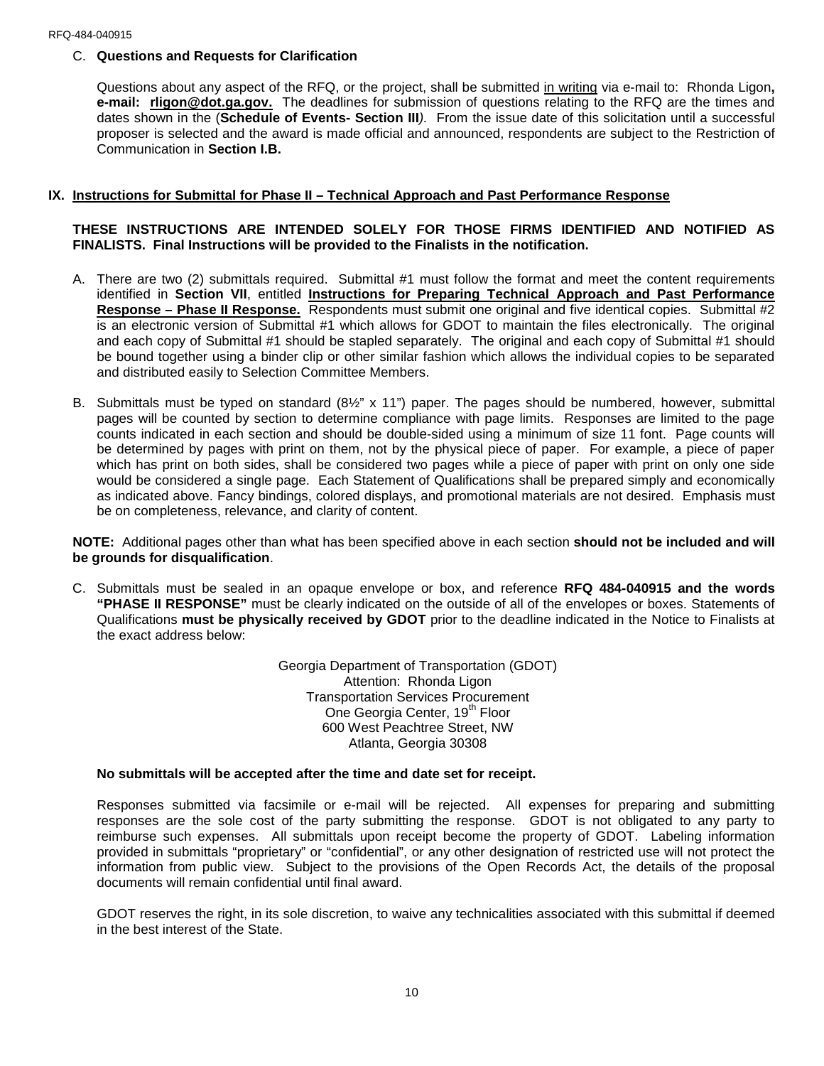### C. **Questions and Requests for Clarification**

Questions about any aspect of the RFQ, or the project, shall be submitted in writing via e-mail to: Rhonda Ligon**, e-mail: rligon@dot.ga.gov.** The deadlines for submission of questions relating to the RFQ are the times and dates shown in the (**Schedule of Events- Section III**). From the issue date of this solicitation until a successful proposer is selected and the award is made official and announced, respondents are subject to the Restriction of Communication in **Section I.B.**

## IX. Instructions for Submittal for Phase II – Technical Approach and Past Performance Response

**THESE INSTRUCTIONS ARE INTENDED SOLELY FOR THOSE FIRMS IDENTIFIED AND NOTIFIED AS FINALISTS. Final Instructions will be provided to the Finalists in the notification.**

A. There are two (2) submittals required. Submittal #1 must follow the format and meet the content requirements identified in **Section VII**, entitled **Instructions for Preparing Technical Approach and Past Performance Response – Phase II Response.** Respondents must submit one original and five identical copies. Submittal #2 is an electronic version of Submittal #1 which allows for GDOT to maintain the files electronically. The original and each copy of Submittal #1 should be stapled separately. The original and each copy of Submittal #1 should be bound together using a binder clip or other similar fashion which allows the individual copies to be separated and distributed easily to Selection Committee Members.

B. Submittals must be typed on standard (8½" x 11") paper. The pages should be numbered, however, submittal pages will be counted by section to determine compliance with page limits. Responses are limited to the page counts indicated in each section and should be double-sided using a minimum of size 11 font. Page counts will be determined by pages with print on them, not by the physical piece of paper. For example, a piece of paper which has print on both sides, shall be considered two pages while a piece of paper with print on only one side would be considered a single page. Each Statement of Qualifications shall be prepared simply and economically as indicated above. Fancy bindings, colored displays, and promotional materials are not desired. Emphasis must be on completeness, relevance, and clarity of content.

**NOTE:** Additional pages other than what has been specified above in each section **should not be included and will be grounds for disqualification**.

C. Submittals must be sealed in an opaque envelope or box, and reference **RFQ 484-040915 and the words "PHASE II RESPONSE"** must be clearly indicated on the outside of all of the envelopes or boxes. Statements of Qualifications **must be physically received by GDOT** prior to the deadline indicated in the Notice to Finalists at the exact address below:

Georgia Department of Transportation (GDOT)
Attention: Rhonda Ligon
Transportation Services Procurement
One Georgia Center, 19th Floor
600 West Peachtree Street, NW
Atlanta, Georgia 30308

**No submittals will be accepted after the time and date set for receipt.**

Responses submitted via facsimile or e-mail will be rejected. All expenses for preparing and submitting responses are the sole cost of the party submitting the response. GDOT is not obligated to any party to reimburse such expenses. All submittals upon receipt become the property of GDOT. Labeling information provided in submittals "proprietary" or "confidential", or any other designation of restricted use will not protect the information from public view. Subject to the provisions of the Open Records Act, the details of the proposal documents will remain confidential until final award.

GDOT reserves the right, in its sole discretion, to waive any technicalities associated with this submittal if deemed in the best interest of the State.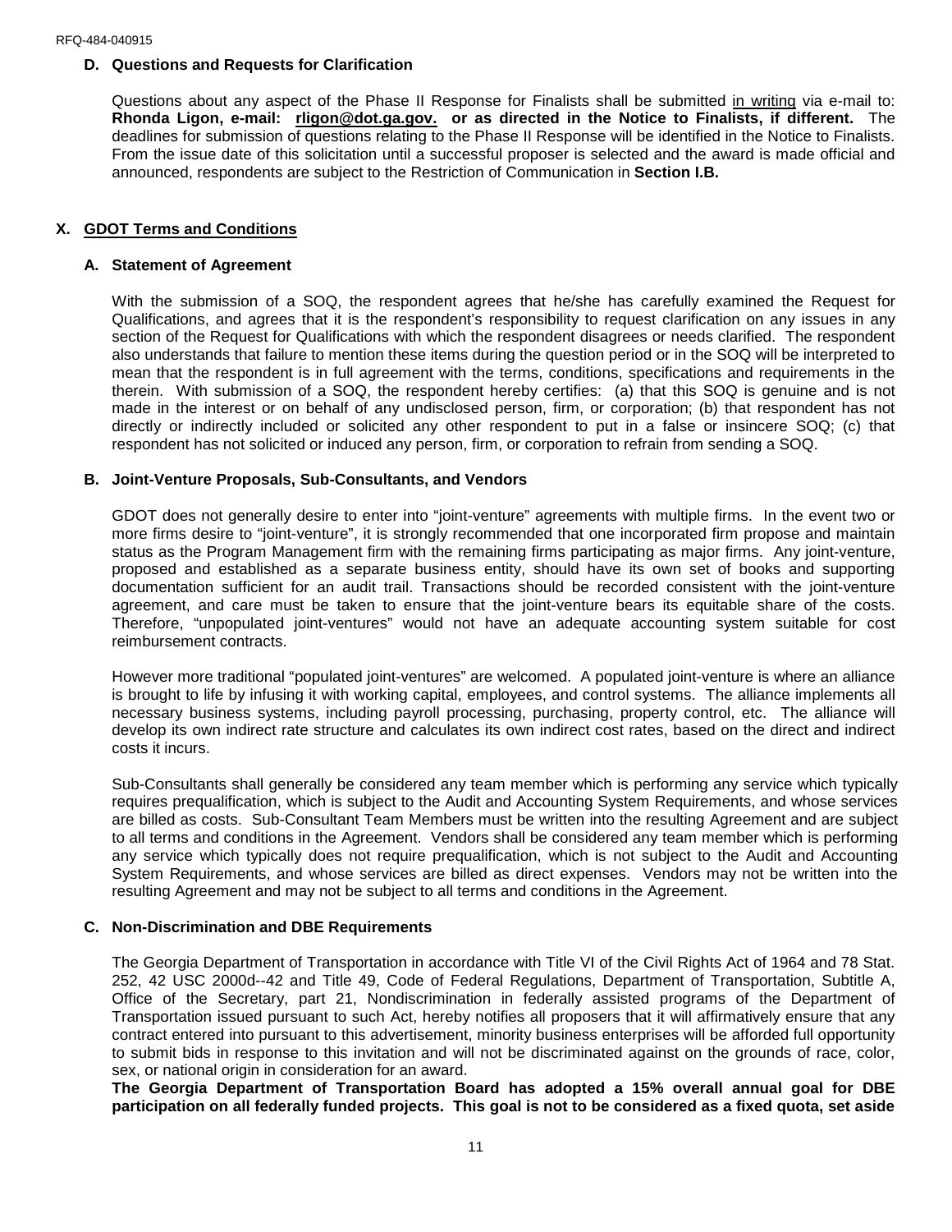### D. Questions and Requests for Clarification

Questions about any aspect of the Phase II Response for Finalists shall be submitted in writing via e-mail to: **Rhonda Ligon, e-mail: rligon@dot.ga.gov. or as directed in the Notice to Finalists, if different.** The deadlines for submission of questions relating to the Phase II Response will be identified in the Notice to Finalists. From the issue date of this solicitation until a successful proposer is selected and the award is made official and announced, respondents are subject to the Restriction of Communication in **Section I.B.**

## X. GDOT Terms and Conditions

### A. Statement of Agreement

With the submission of a SOQ, the respondent agrees that he/she has carefully examined the Request for Qualifications, and agrees that it is the respondent's responsibility to request clarification on any issues in any section of the Request for Qualifications with which the respondent disagrees or needs clarified. The respondent also understands that failure to mention these items during the question period or in the SOQ will be interpreted to mean that the respondent is in full agreement with the terms, conditions, specifications and requirements in the therein. With submission of a SOQ, the respondent hereby certifies: (a) that this SOQ is genuine and is not made in the interest or on behalf of any undisclosed person, firm, or corporation; (b) that respondent has not directly or indirectly included or solicited any other respondent to put in a false or insincere SOQ; (c) that respondent has not solicited or induced any person, firm, or corporation to refrain from sending a SOQ.

### B. Joint-Venture Proposals, Sub-Consultants, and Vendors

GDOT does not generally desire to enter into "joint-venture" agreements with multiple firms. In the event two or more firms desire to "joint-venture", it is strongly recommended that one incorporated firm propose and maintain status as the Program Management firm with the remaining firms participating as major firms. Any joint-venture, proposed and established as a separate business entity, should have its own set of books and supporting documentation sufficient for an audit trail. Transactions should be recorded consistent with the joint-venture agreement, and care must be taken to ensure that the joint-venture bears its equitable share of the costs. Therefore, "unpopulated joint-ventures" would not have an adequate accounting system suitable for cost reimbursement contracts.

However more traditional "populated joint-ventures" are welcomed. A populated joint-venture is where an alliance is brought to life by infusing it with working capital, employees, and control systems. The alliance implements all necessary business systems, including payroll processing, purchasing, property control, etc. The alliance will develop its own indirect rate structure and calculates its own indirect cost rates, based on the direct and indirect costs it incurs.

Sub-Consultants shall generally be considered any team member which is performing any service which typically requires prequalification, which is subject to the Audit and Accounting System Requirements, and whose services are billed as costs. Sub-Consultant Team Members must be written into the resulting Agreement and are subject to all terms and conditions in the Agreement. Vendors shall be considered any team member which is performing any service which typically does not require prequalification, which is not subject to the Audit and Accounting System Requirements, and whose services are billed as direct expenses. Vendors may not be written into the resulting Agreement and may not be subject to all terms and conditions in the Agreement.

### C. Non-Discrimination and DBE Requirements

The Georgia Department of Transportation in accordance with Title VI of the Civil Rights Act of 1964 and 78 Stat. 252, 42 USC 2000d--42 and Title 49, Code of Federal Regulations, Department of Transportation, Subtitle A, Office of the Secretary, part 21, Nondiscrimination in federally assisted programs of the Department of Transportation issued pursuant to such Act, hereby notifies all proposers that it will affirmatively ensure that any contract entered into pursuant to this advertisement, minority business enterprises will be afforded full opportunity to submit bids in response to this invitation and will not be discriminated against on the grounds of race, color, sex, or national origin in consideration for an award.

**The Georgia Department of Transportation Board has adopted a 15% overall annual goal for DBE participation on all federally funded projects. This goal is not to be considered as a fixed quota, set aside**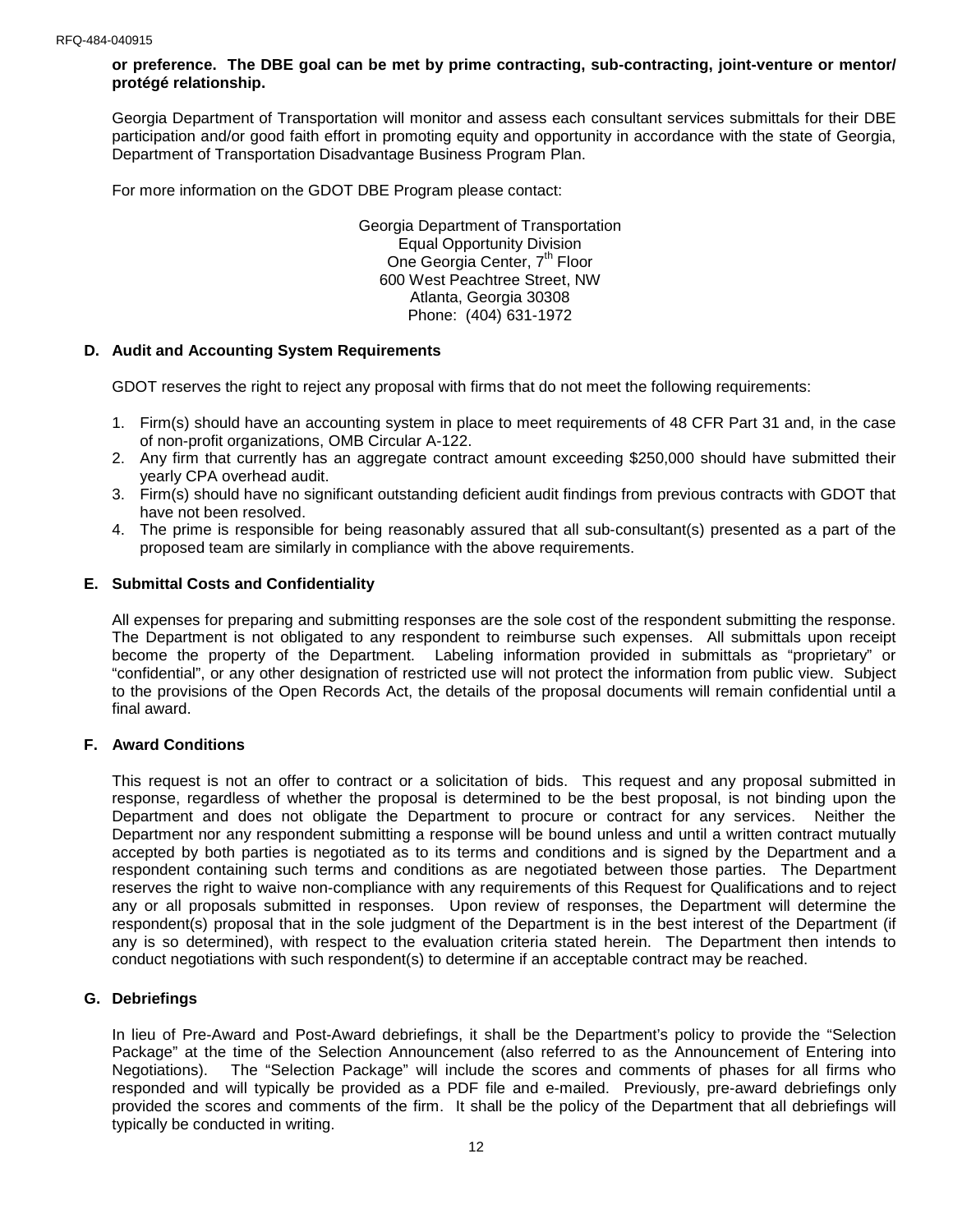**or preference. The DBE goal can be met by prime contracting, sub-contracting, joint-venture or mentor/ protégé relationship.**

Georgia Department of Transportation will monitor and assess each consultant services submittals for their DBE participation and/or good faith effort in promoting equity and opportunity in accordance with the state of Georgia, Department of Transportation Disadvantage Business Program Plan.

For more information on the GDOT DBE Program please contact:

Georgia Department of Transportation
Equal Opportunity Division
One Georgia Center, 7th Floor
600 West Peachtree Street, NW
Atlanta, Georgia 30308
Phone: (404) 631-1972

### D. Audit and Accounting System Requirements

GDOT reserves the right to reject any proposal with firms that do not meet the following requirements:

1. Firm(s) should have an accounting system in place to meet requirements of 48 CFR Part 31 and, in the case of non-profit organizations, OMB Circular A-122.
2. Any firm that currently has an aggregate contract amount exceeding $250,000 should have submitted their yearly CPA overhead audit.
3. Firm(s) should have no significant outstanding deficient audit findings from previous contracts with GDOT that have not been resolved.
4. The prime is responsible for being reasonably assured that all sub-consultant(s) presented as a part of the proposed team are similarly in compliance with the above requirements.

### E. Submittal Costs and Confidentiality

All expenses for preparing and submitting responses are the sole cost of the respondent submitting the response. The Department is not obligated to any respondent to reimburse such expenses. All submittals upon receipt become the property of the Department. Labeling information provided in submittals as "proprietary" or "confidential", or any other designation of restricted use will not protect the information from public view. Subject to the provisions of the Open Records Act, the details of the proposal documents will remain confidential until a final award.

### F. Award Conditions

This request is not an offer to contract or a solicitation of bids. This request and any proposal submitted in response, regardless of whether the proposal is determined to be the best proposal, is not binding upon the Department and does not obligate the Department to procure or contract for any services. Neither the Department nor any respondent submitting a response will be bound unless and until a written contract mutually accepted by both parties is negotiated as to its terms and conditions and is signed by the Department and a respondent containing such terms and conditions as are negotiated between those parties. The Department reserves the right to waive non-compliance with any requirements of this Request for Qualifications and to reject any or all proposals submitted in responses. Upon review of responses, the Department will determine the respondent(s) proposal that in the sole judgment of the Department is in the best interest of the Department (if any is so determined), with respect to the evaluation criteria stated herein. The Department then intends to conduct negotiations with such respondent(s) to determine if an acceptable contract may be reached.

### G. Debriefings

In lieu of Pre-Award and Post-Award debriefings, it shall be the Department's policy to provide the "Selection Package" at the time of the Selection Announcement (also referred to as the Announcement of Entering into Negotiations). The "Selection Package" will include the scores and comments of phases for all firms who responded and will typically be provided as a PDF file and e-mailed. Previously, pre-award debriefings only provided the scores and comments of the firm. It shall be the policy of the Department that all debriefings will typically be conducted in writing.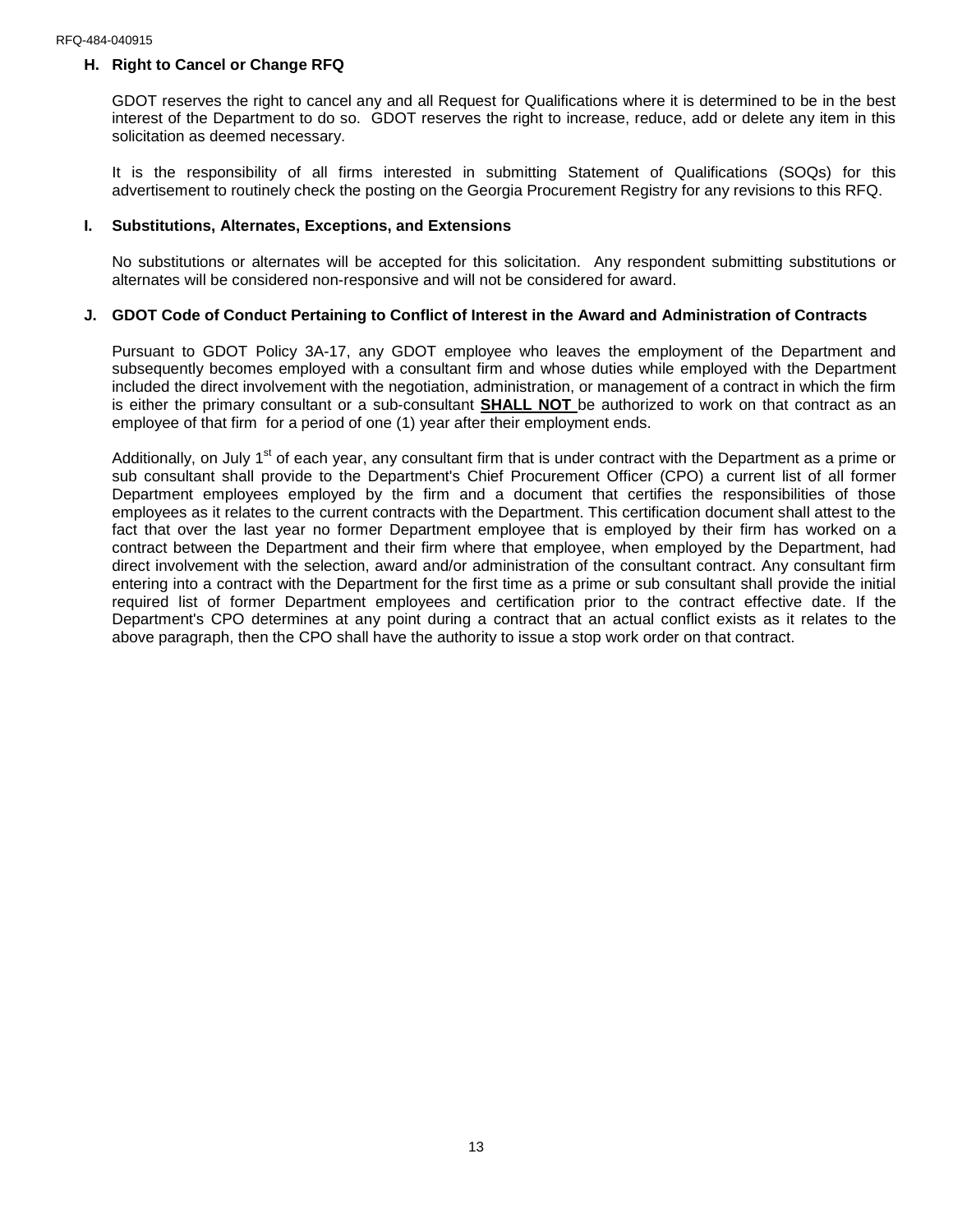### H. Right to Cancel or Change RFQ

GDOT reserves the right to cancel any and all Request for Qualifications where it is determined to be in the best interest of the Department to do so. GDOT reserves the right to increase, reduce, add or delete any item in this solicitation as deemed necessary.

It is the responsibility of all firms interested in submitting Statement of Qualifications (SOQs) for this advertisement to routinely check the posting on the Georgia Procurement Registry for any revisions to this RFQ.

### I. Substitutions, Alternates, Exceptions, and Extensions

No substitutions or alternates will be accepted for this solicitation. Any respondent submitting substitutions or alternates will be considered non-responsive and will not be considered for award.

### J. GDOT Code of Conduct Pertaining to Conflict of Interest in the Award and Administration of Contracts

Pursuant to GDOT Policy 3A-17, any GDOT employee who leaves the employment of the Department and subsequently becomes employed with a consultant firm and whose duties while employed with the Department included the direct involvement with the negotiation, administration, or management of a contract in which the firm is either the primary consultant or a sub-consultant **SHALL NOT** be authorized to work on that contract as an employee of that firm for a period of one (1) year after their employment ends.

Additionally, on July 1st of each year, any consultant firm that is under contract with the Department as a prime or sub consultant shall provide to the Department's Chief Procurement Officer (CPO) a current list of all former Department employees employed by the firm and a document that certifies the responsibilities of those employees as it relates to the current contracts with the Department. This certification document shall attest to the fact that over the last year no former Department employee that is employed by their firm has worked on a contract between the Department and their firm where that employee, when employed by the Department, had direct involvement with the selection, award and/or administration of the consultant contract. Any consultant firm entering into a contract with the Department for the first time as a prime or sub consultant shall provide the initial required list of former Department employees and certification prior to the contract effective date. If the Department's CPO determines at any point during a contract that an actual conflict exists as it relates to the above paragraph, then the CPO shall have the authority to issue a stop work order on that contract.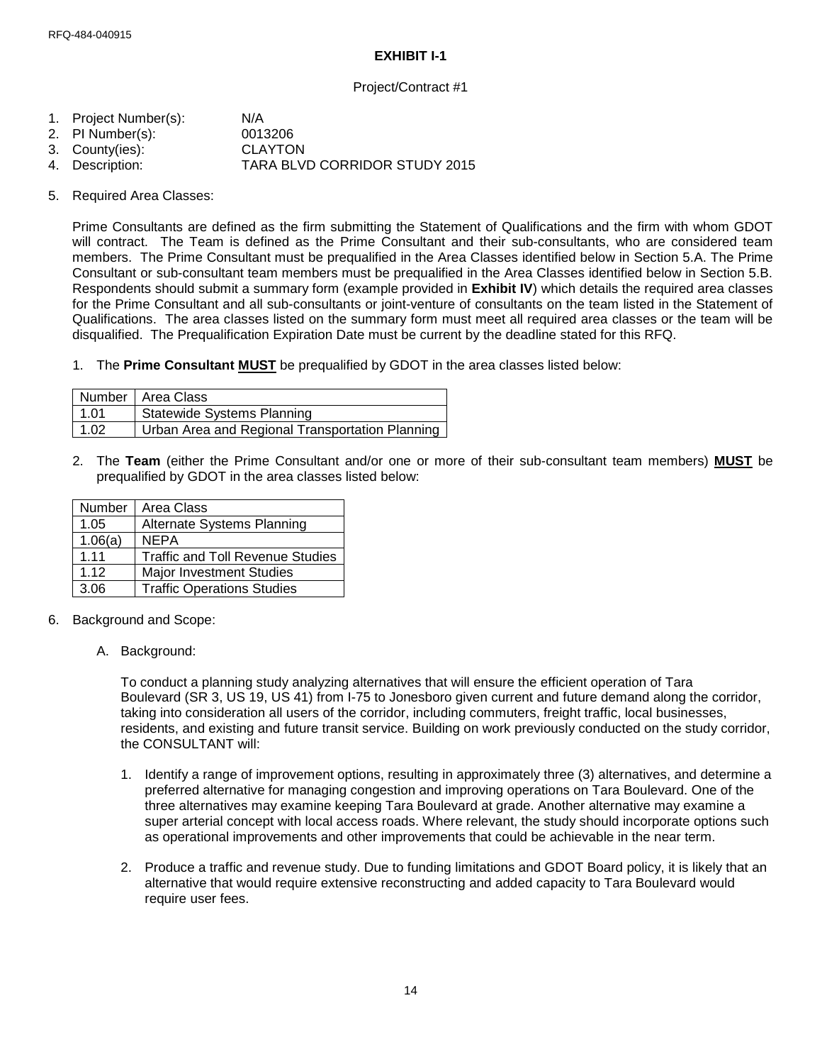## EXHIBIT I-1

Project/Contract #1

1. Project Number(s): N/A
2. PI Number(s): 0013206
3. County(ies): CLAYTON
4. Description: TARA BLVD CORRIDOR STUDY 2015

5. Required Area Classes:

   Prime Consultants are defined as the firm submitting the Statement of Qualifications and the firm with whom GDOT will contract. The Team is defined as the Prime Consultant and their sub-consultants, who are considered team members. The Prime Consultant must be prequalified in the Area Classes identified below in Section 5.A. The Prime Consultant or sub-consultant team members must be prequalified in the Area Classes identified below in Section 5.B. Respondents should submit a summary form (example provided in **Exhibit IV**) which details the required area classes for the Prime Consultant and all sub-consultants or joint-venture of consultants on the team listed in the Statement of Qualifications. The area classes listed on the summary form must meet all required area classes or the team will be disqualified. The Prequalification Expiration Date must be current by the deadline stated for this RFQ.

   1. The **Prime Consultant MUST** be prequalified by GDOT in the area classes listed below:

   | Number | Area Class |
   |---|---|
   | 1.01 | Statewide Systems Planning |
   | 1.02 | Urban Area and Regional Transportation Planning |

   2. The **Team** (either the Prime Consultant and/or one or more of their sub-consultant team members) **MUST** be prequalified by GDOT in the area classes listed below:

   | Number | Area Class |
   |---|---|
   | 1.05 | Alternate Systems Planning |
   | 1.06(a) | NEPA |
   | 1.11 | Traffic and Toll Revenue Studies |
   | 1.12 | Major Investment Studies |
   | 3.06 | Traffic Operations Studies |

6. Background and Scope:

   A. Background:

   To conduct a planning study analyzing alternatives that will ensure the efficient operation of Tara Boulevard (SR 3, US 19, US 41) from I-75 to Jonesboro given current and future demand along the corridor, taking into consideration all users of the corridor, including commuters, freight traffic, local businesses, residents, and existing and future transit service. Building on work previously conducted on the study corridor, the CONSULTANT will:

   1. Identify a range of improvement options, resulting in approximately three (3) alternatives, and determine a preferred alternative for managing congestion and improving operations on Tara Boulevard. One of the three alternatives may examine keeping Tara Boulevard at grade. Another alternative may examine a super arterial concept with local access roads. Where relevant, the study should incorporate options such as operational improvements and other improvements that could be achievable in the near term.

   2. Produce a traffic and revenue study. Due to funding limitations and GDOT Board policy, it is likely that an alternative that would require extensive reconstructing and added capacity to Tara Boulevard would require user fees.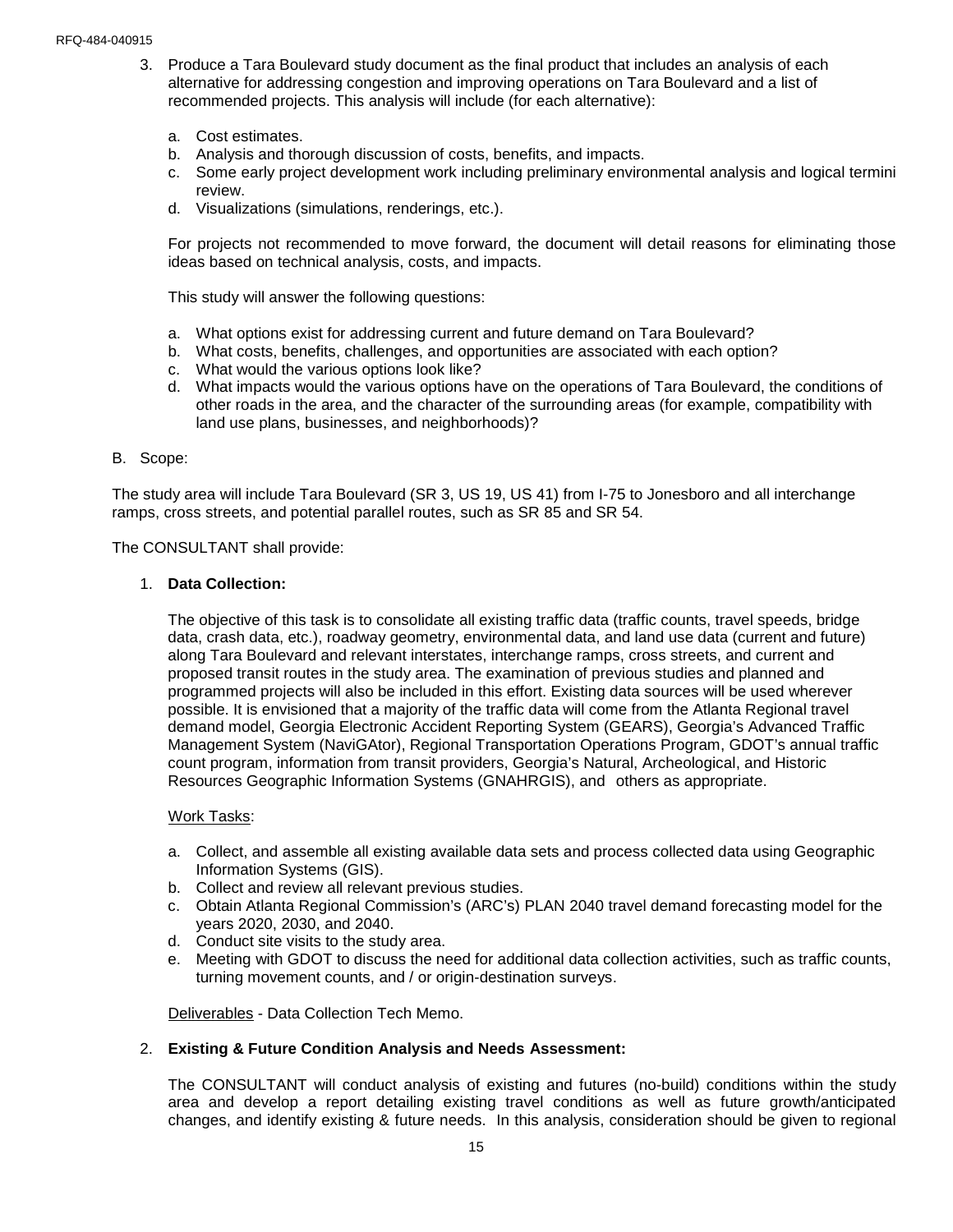3. Produce a Tara Boulevard study document as the final product that includes an analysis of each alternative for addressing congestion and improving operations on Tara Boulevard and a list of recommended projects. This analysis will include (for each alternative):

   a. Cost estimates.
   b. Analysis and thorough discussion of costs, benefits, and impacts.
   c. Some early project development work including preliminary environmental analysis and logical termini review.
   d. Visualizations (simulations, renderings, etc.).

   For projects not recommended to move forward, the document will detail reasons for eliminating those ideas based on technical analysis, costs, and impacts.

   This study will answer the following questions:

   a. What options exist for addressing current and future demand on Tara Boulevard?
   b. What costs, benefits, challenges, and opportunities are associated with each option?
   c. What would the various options look like?
   d. What impacts would the various options have on the operations of Tara Boulevard, the conditions of other roads in the area, and the character of the surrounding areas (for example, compatibility with land use plans, businesses, and neighborhoods)?

B. Scope:

The study area will include Tara Boulevard (SR 3, US 19, US 41) from I-75 to Jonesboro and all interchange ramps, cross streets, and potential parallel routes, such as SR 85 and SR 54.

The CONSULTANT shall provide:

1. **Data Collection:**

   The objective of this task is to consolidate all existing traffic data (traffic counts, travel speeds, bridge data, crash data, etc.), roadway geometry, environmental data, and land use data (current and future) along Tara Boulevard and relevant interstates, interchange ramps, cross streets, and current and proposed transit routes in the study area. The examination of previous studies and planned and programmed projects will also be included in this effort. Existing data sources will be used wherever possible. It is envisioned that a majority of the traffic data will come from the Atlanta Regional travel demand model, Georgia Electronic Accident Reporting System (GEARS), Georgia's Advanced Traffic Management System (NaviGAtor), Regional Transportation Operations Program, GDOT's annual traffic count program, information from transit providers, Georgia's Natural, Archeological, and Historic Resources Geographic Information Systems (GNAHRGIS), and others as appropriate.

   Work Tasks:

   a. Collect, and assemble all existing available data sets and process collected data using Geographic Information Systems (GIS).
   b. Collect and review all relevant previous studies.
   c. Obtain Atlanta Regional Commission's (ARC's) PLAN 2040 travel demand forecasting model for the years 2020, 2030, and 2040.
   d. Conduct site visits to the study area.
   e. Meeting with GDOT to discuss the need for additional data collection activities, such as traffic counts, turning movement counts, and / or origin-destination surveys.

   Deliverables - Data Collection Tech Memo.

2. **Existing & Future Condition Analysis and Needs Assessment:**

   The CONSULTANT will conduct analysis of existing and futures (no-build) conditions within the study area and develop a report detailing existing travel conditions as well as future growth/anticipated changes, and identify existing & future needs. In this analysis, consideration should be given to regional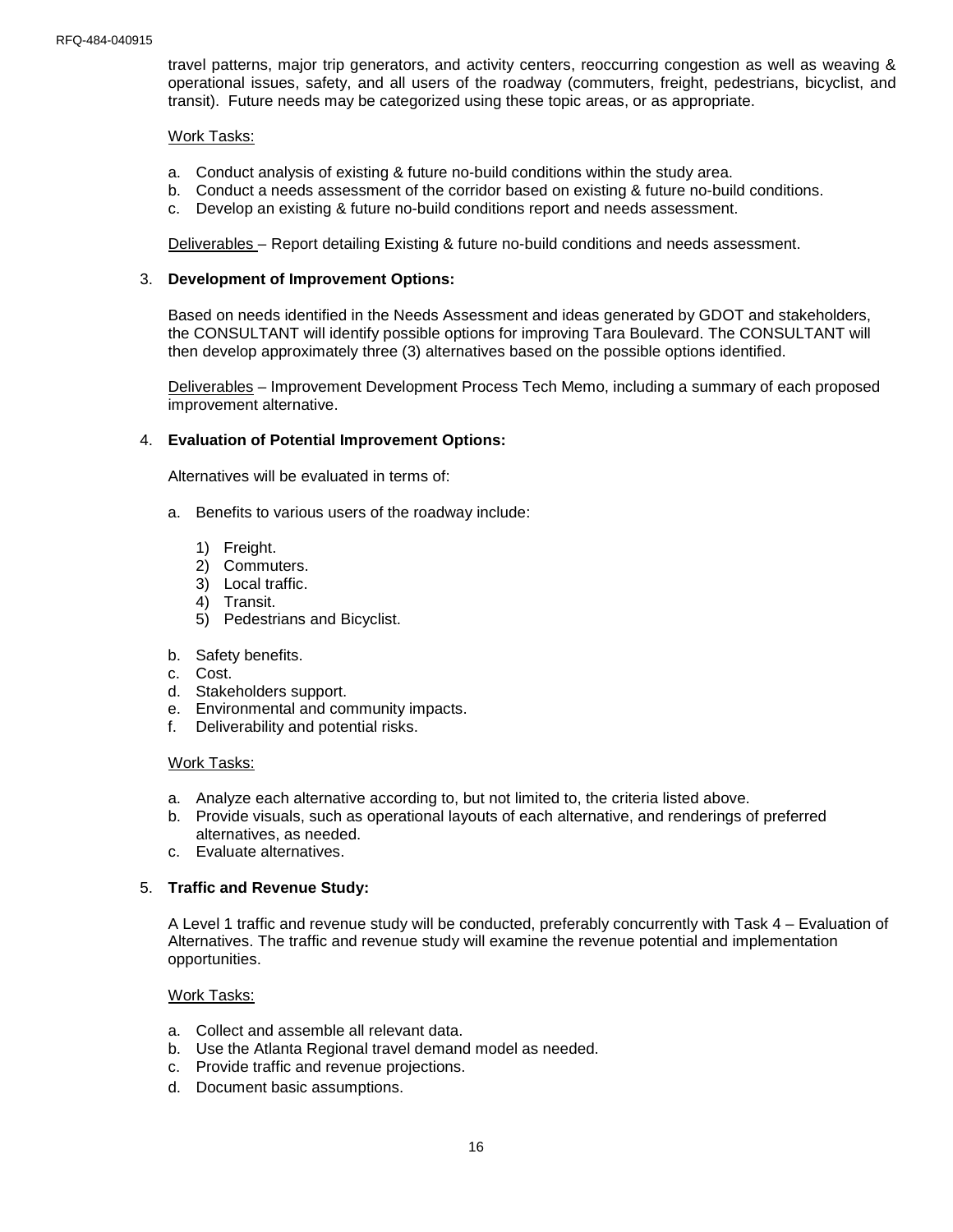travel patterns, major trip generators, and activity centers, reoccurring congestion as well as weaving & operational issues, safety, and all users of the roadway (commuters, freight, pedestrians, bicyclist, and transit). Future needs may be categorized using these topic areas, or as appropriate.

Work Tasks:

a. Conduct analysis of existing & future no-build conditions within the study area.
b. Conduct a needs assessment of the corridor based on existing & future no-build conditions.
c. Develop an existing & future no-build conditions report and needs assessment.

Deliverables – Report detailing Existing & future no-build conditions and needs assessment.

3. **Development of Improvement Options:**

   Based on needs identified in the Needs Assessment and ideas generated by GDOT and stakeholders, the CONSULTANT will identify possible options for improving Tara Boulevard. The CONSULTANT will then develop approximately three (3) alternatives based on the possible options identified.

   Deliverables – Improvement Development Process Tech Memo, including a summary of each proposed improvement alternative.

4. **Evaluation of Potential Improvement Options:**

   Alternatives will be evaluated in terms of:

   a. Benefits to various users of the roadway include:

      1) Freight.
      2) Commuters.
      3) Local traffic.
      4) Transit.
      5) Pedestrians and Bicyclist.

   b. Safety benefits.
   c. Cost.
   d. Stakeholders support.
   e. Environmental and community impacts.
   f. Deliverability and potential risks.

   Work Tasks:

   a. Analyze each alternative according to, but not limited to, the criteria listed above.
   b. Provide visuals, such as operational layouts of each alternative, and renderings of preferred alternatives, as needed.
   c. Evaluate alternatives.

5. **Traffic and Revenue Study:**

   A Level 1 traffic and revenue study will be conducted, preferably concurrently with Task 4 – Evaluation of Alternatives. The traffic and revenue study will examine the revenue potential and implementation opportunities.

   Work Tasks:

   a. Collect and assemble all relevant data.
   b. Use the Atlanta Regional travel demand model as needed.
   c. Provide traffic and revenue projections.
   d. Document basic assumptions.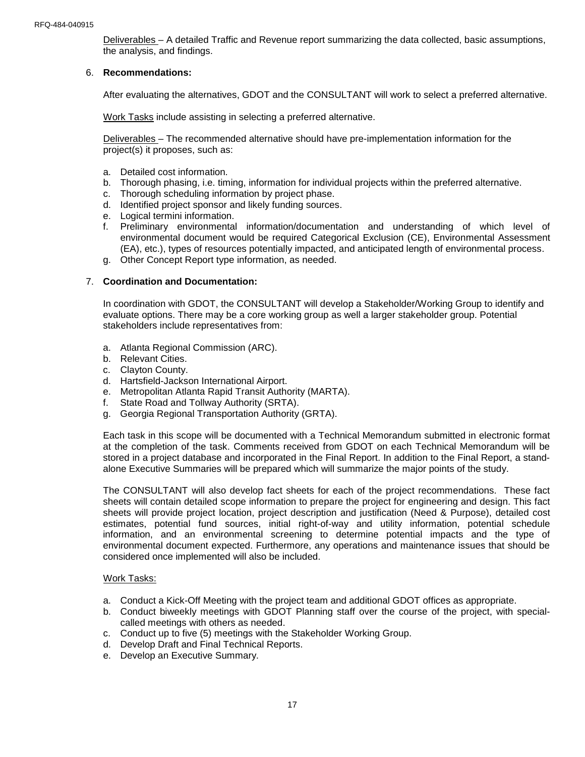Deliverables – A detailed Traffic and Revenue report summarizing the data collected, basic assumptions, the analysis, and findings.

6. **Recommendations:**

   After evaluating the alternatives, GDOT and the CONSULTANT will work to select a preferred alternative.

   Work Tasks include assisting in selecting a preferred alternative.

   Deliverables – The recommended alternative should have pre-implementation information for the project(s) it proposes, such as:

   a. Detailed cost information.
   b. Thorough phasing, i.e. timing, information for individual projects within the preferred alternative.
   c. Thorough scheduling information by project phase.
   d. Identified project sponsor and likely funding sources.
   e. Logical termini information.
   f. Preliminary environmental information/documentation and understanding of which level of environmental document would be required Categorical Exclusion (CE), Environmental Assessment (EA), etc.), types of resources potentially impacted, and anticipated length of environmental process.
   g. Other Concept Report type information, as needed.

7. **Coordination and Documentation:**

   In coordination with GDOT, the CONSULTANT will develop a Stakeholder/Working Group to identify and evaluate options. There may be a core working group as well a larger stakeholder group. Potential stakeholders include representatives from:

   a. Atlanta Regional Commission (ARC).
   b. Relevant Cities.
   c. Clayton County.
   d. Hartsfield-Jackson International Airport.
   e. Metropolitan Atlanta Rapid Transit Authority (MARTA).
   f. State Road and Tollway Authority (SRTA).
   g. Georgia Regional Transportation Authority (GRTA).

   Each task in this scope will be documented with a Technical Memorandum submitted in electronic format at the completion of the task. Comments received from GDOT on each Technical Memorandum will be stored in a project database and incorporated in the Final Report. In addition to the Final Report, a stand-alone Executive Summaries will be prepared which will summarize the major points of the study.

   The CONSULTANT will also develop fact sheets for each of the project recommendations. These fact sheets will contain detailed scope information to prepare the project for engineering and design. This fact sheets will provide project location, project description and justification (Need & Purpose), detailed cost estimates, potential fund sources, initial right-of-way and utility information, potential schedule information, and an environmental screening to determine potential impacts and the type of environmental document expected. Furthermore, any operations and maintenance issues that should be considered once implemented will also be included.

   Work Tasks:

   a. Conduct a Kick-Off Meeting with the project team and additional GDOT offices as appropriate.
   b. Conduct biweekly meetings with GDOT Planning staff over the course of the project, with special-called meetings with others as needed.
   c. Conduct up to five (5) meetings with the Stakeholder Working Group.
   d. Develop Draft and Final Technical Reports.
   e. Develop an Executive Summary.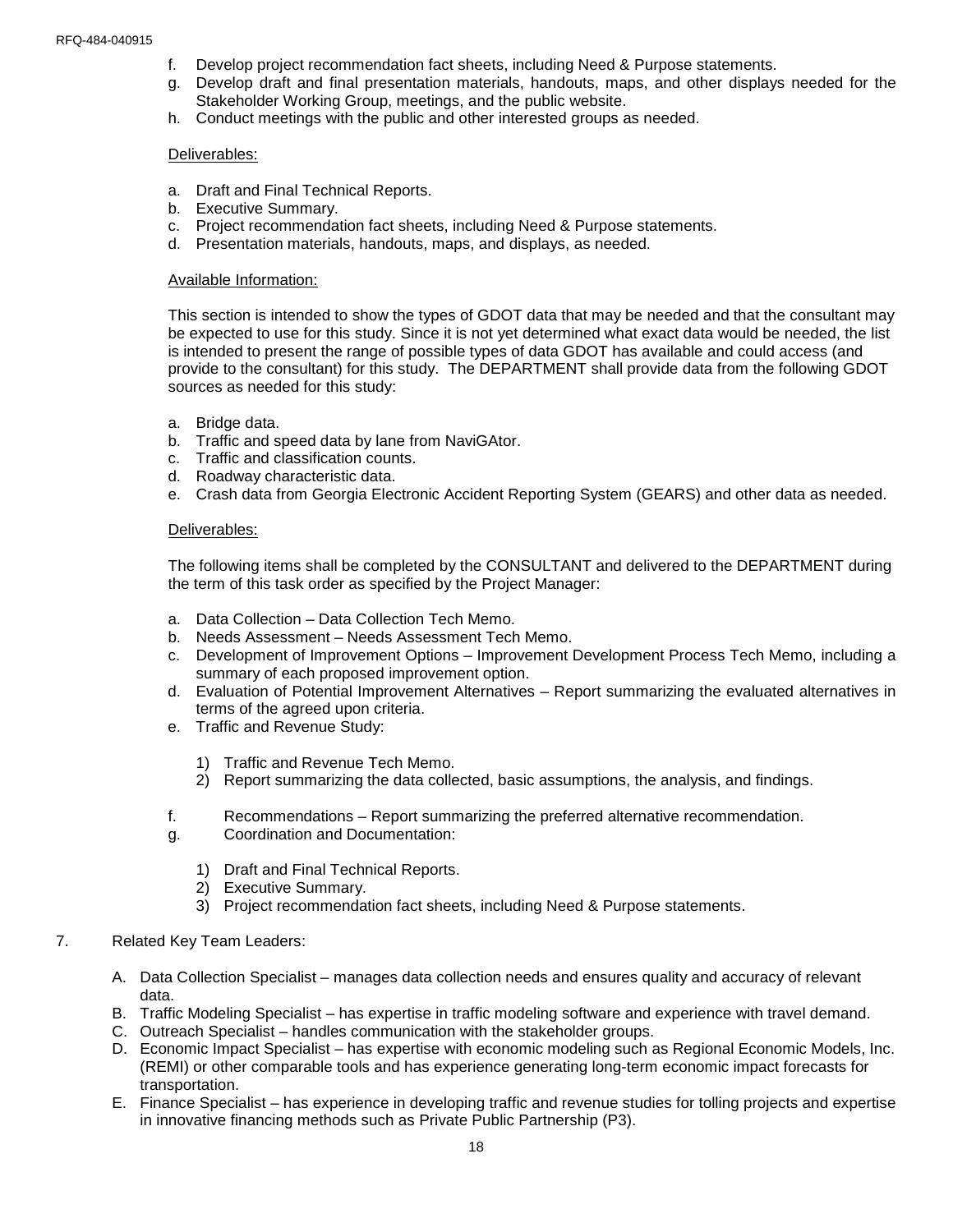f. Develop project recommendation fact sheets, including Need & Purpose statements.
g. Develop draft and final presentation materials, handouts, maps, and other displays needed for the Stakeholder Working Group, meetings, and the public website.
h. Conduct meetings with the public and other interested groups as needed.

Deliverables:

a. Draft and Final Technical Reports.
b. Executive Summary.
c. Project recommendation fact sheets, including Need & Purpose statements.
d. Presentation materials, handouts, maps, and displays, as needed.

Available Information:

This section is intended to show the types of GDOT data that may be needed and that the consultant may be expected to use for this study. Since it is not yet determined what exact data would be needed, the list is intended to present the range of possible types of data GDOT has available and could access (and provide to the consultant) for this study. The DEPARTMENT shall provide data from the following GDOT sources as needed for this study:

a. Bridge data.
b. Traffic and speed data by lane from NaviGAtor.
c. Traffic and classification counts.
d. Roadway characteristic data.
e. Crash data from Georgia Electronic Accident Reporting System (GEARS) and other data as needed.

Deliverables:

The following items shall be completed by the CONSULTANT and delivered to the DEPARTMENT during the term of this task order as specified by the Project Manager:

a. Data Collection – Data Collection Tech Memo.
b. Needs Assessment – Needs Assessment Tech Memo.
c. Development of Improvement Options – Improvement Development Process Tech Memo, including a summary of each proposed improvement option.
d. Evaluation of Potential Improvement Alternatives – Report summarizing the evaluated alternatives in terms of the agreed upon criteria.
e. Traffic and Revenue Study:
   1) Traffic and Revenue Tech Memo.
   2) Report summarizing the data collected, basic assumptions, the analysis, and findings.
f. Recommendations – Report summarizing the preferred alternative recommendation.
g. Coordination and Documentation:
   1) Draft and Final Technical Reports.
   2) Executive Summary.
   3) Project recommendation fact sheets, including Need & Purpose statements.

7. Related Key Team Leaders:

A. Data Collection Specialist – manages data collection needs and ensures quality and accuracy of relevant data.
B. Traffic Modeling Specialist – has expertise in traffic modeling software and experience with travel demand.
C. Outreach Specialist – handles communication with the stakeholder groups.
D. Economic Impact Specialist – has expertise with economic modeling such as Regional Economic Models, Inc. (REMI) or other comparable tools and has experience generating long-term economic impact forecasts for transportation.
E. Finance Specialist – has experience in developing traffic and revenue studies for tolling projects and expertise in innovative financing methods such as Private Public Partnership (P3).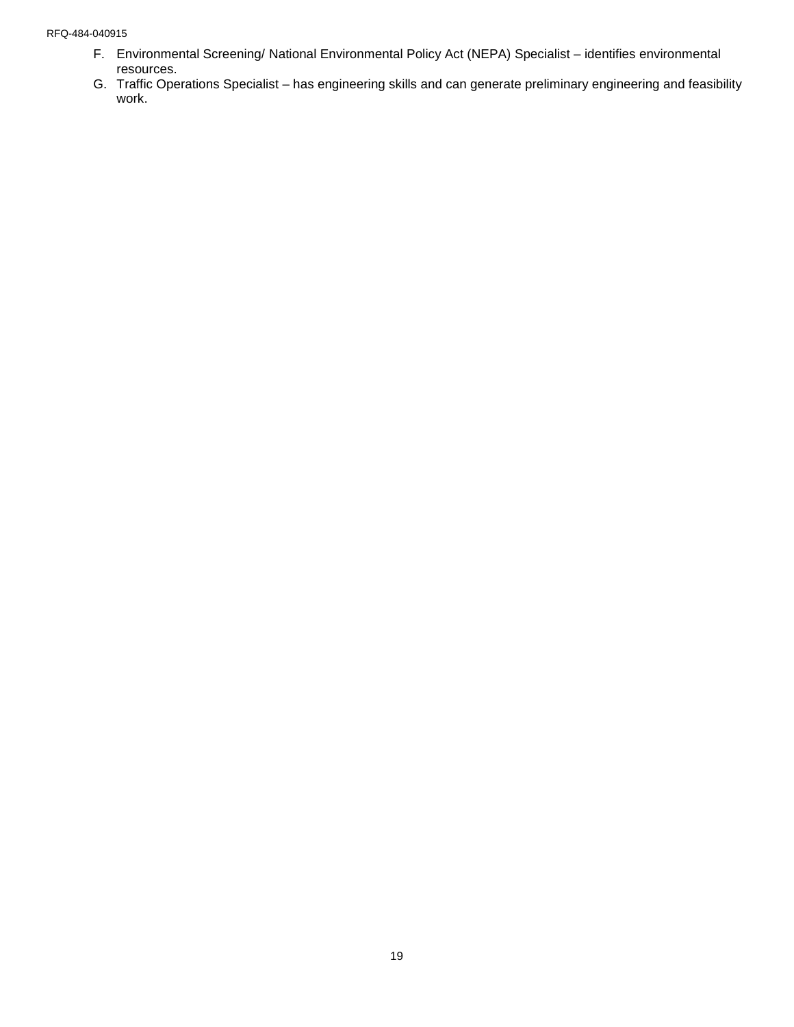F. Environmental Screening/ National Environmental Policy Act (NEPA) Specialist – identifies environmental resources.
G. Traffic Operations Specialist – has engineering skills and can generate preliminary engineering and feasibility work.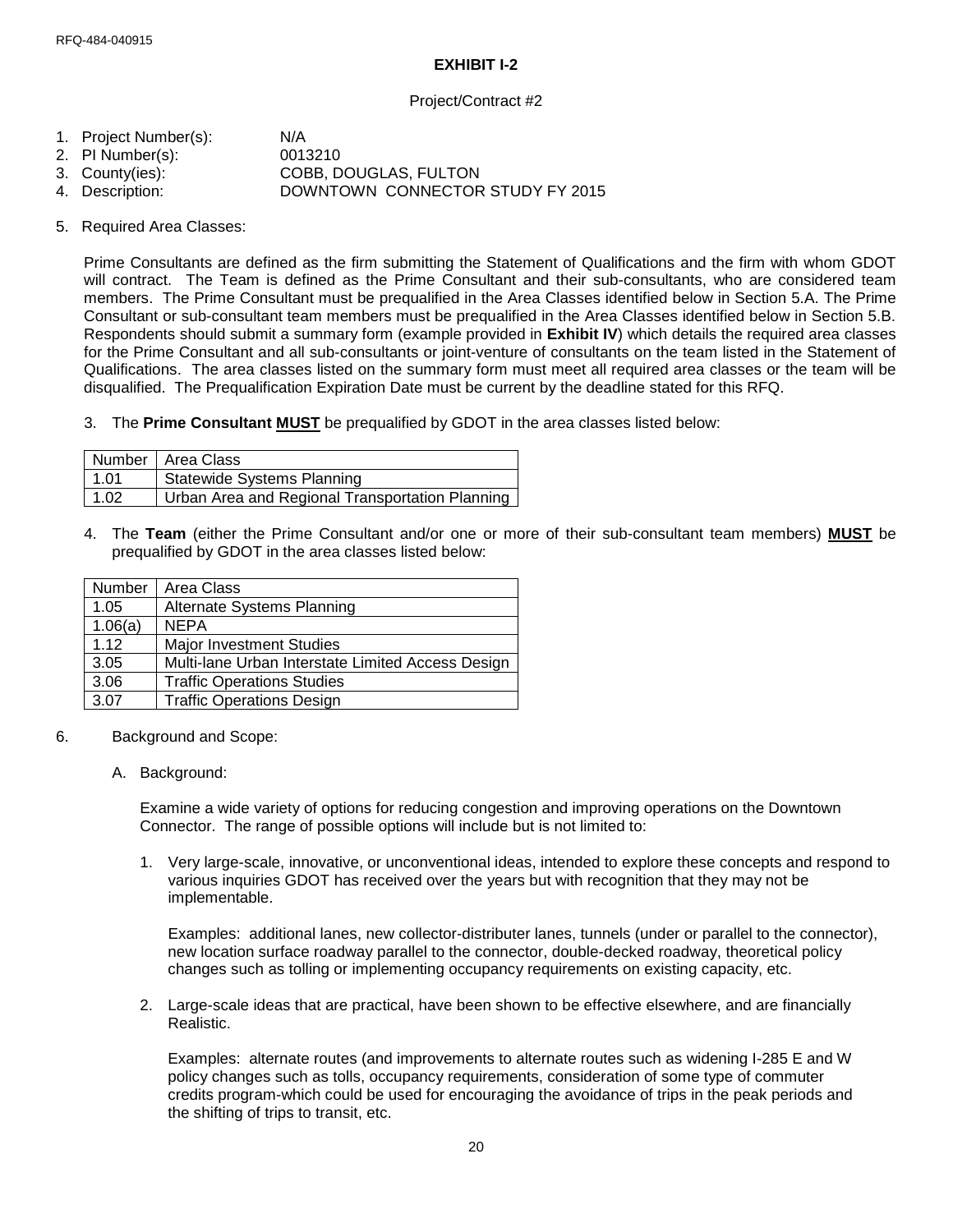## EXHIBIT I-2

Project/Contract #2

1. Project Number(s): N/A
2. PI Number(s): 0013210
3. County(ies): COBB, DOUGLAS, FULTON
4. Description: DOWNTOWN CONNECTOR STUDY FY 2015

5. Required Area Classes:

   Prime Consultants are defined as the firm submitting the Statement of Qualifications and the firm with whom GDOT will contract. The Team is defined as the Prime Consultant and their sub-consultants, who are considered team members. The Prime Consultant must be prequalified in the Area Classes identified below in Section 5.A. The Prime Consultant or sub-consultant team members must be prequalified in the Area Classes identified below in Section 5.B. Respondents should submit a summary form (example provided in **Exhibit IV**) which details the required area classes for the Prime Consultant and all sub-consultants or joint-venture of consultants on the team listed in the Statement of Qualifications. The area classes listed on the summary form must meet all required area classes or the team will be disqualified. The Prequalification Expiration Date must be current by the deadline stated for this RFQ.

   3. The **Prime Consultant <u>MUST</u>** be prequalified by GDOT in the area classes listed below:

   | Number | Area Class |
   |---|---|
   | 1.01 | Statewide Systems Planning |
   | 1.02 | Urban Area and Regional Transportation Planning |

   4. The **Team** (either the Prime Consultant and/or one or more of their sub-consultant team members) **<u>MUST</u>** be prequalified by GDOT in the area classes listed below:

   | Number | Area Class |
   |---|---|
   | 1.05 | Alternate Systems Planning |
   | 1.06(a) | NEPA |
   | 1.12 | Major Investment Studies |
   | 3.05 | Multi-lane Urban Interstate Limited Access Design |
   | 3.06 | Traffic Operations Studies |
   | 3.07 | Traffic Operations Design |

6. Background and Scope:

   A. Background:

   Examine a wide variety of options for reducing congestion and improving operations on the Downtown Connector. The range of possible options will include but is not limited to:

   1. Very large-scale, innovative, or unconventional ideas, intended to explore these concepts and respond to various inquiries GDOT has received over the years but with recognition that they may not be implementable.

      Examples: additional lanes, new collector-distributer lanes, tunnels (under or parallel to the connector), new location surface roadway parallel to the connector, double-decked roadway, theoretical policy changes such as tolling or implementing occupancy requirements on existing capacity, etc.

   2. Large-scale ideas that are practical, have been shown to be effective elsewhere, and are financially Realistic.

      Examples: alternate routes (and improvements to alternate routes such as widening I-285 E and W policy changes such as tolls, occupancy requirements, consideration of some type of commuter credits program-which could be used for encouraging the avoidance of trips in the peak periods and the shifting of trips to transit, etc.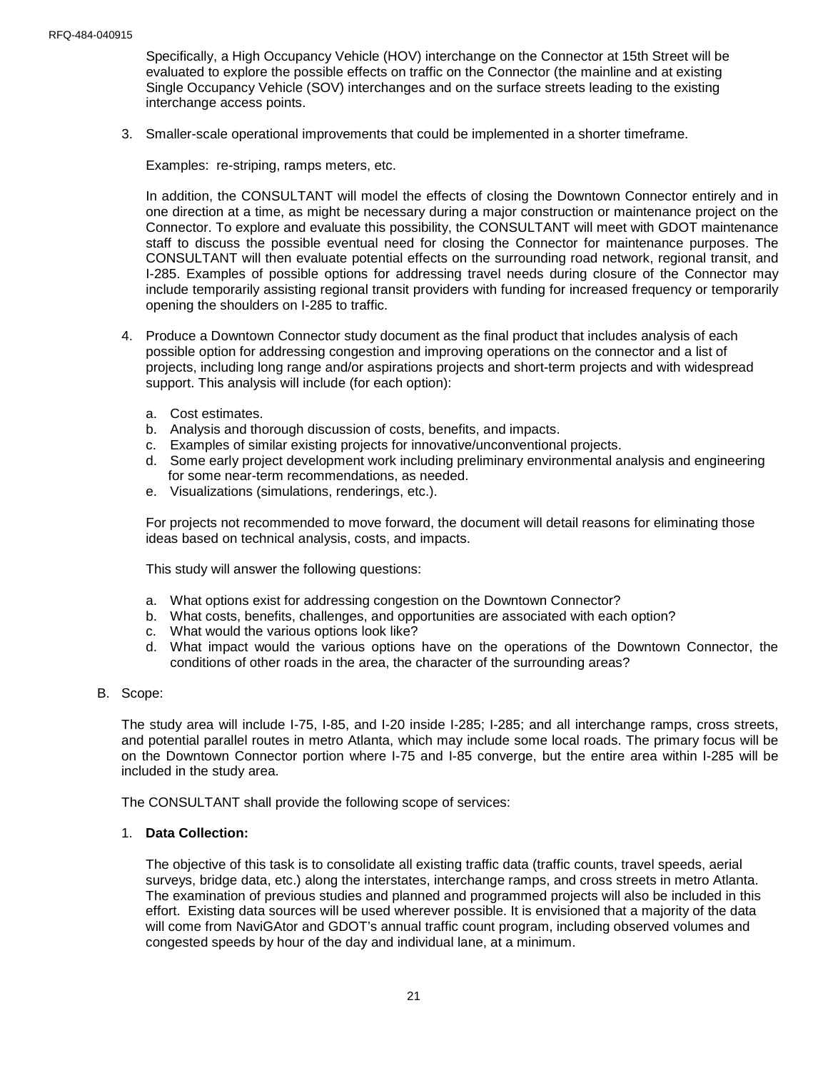Specifically, a High Occupancy Vehicle (HOV) interchange on the Connector at 15th Street will be evaluated to explore the possible effects on traffic on the Connector (the mainline and at existing Single Occupancy Vehicle (SOV) interchanges and on the surface streets leading to the existing interchange access points.

3. Smaller-scale operational improvements that could be implemented in a shorter timeframe.

   Examples: re-striping, ramps meters, etc.

   In addition, the CONSULTANT will model the effects of closing the Downtown Connector entirely and in one direction at a time, as might be necessary during a major construction or maintenance project on the Connector. To explore and evaluate this possibility, the CONSULTANT will meet with GDOT maintenance staff to discuss the possible eventual need for closing the Connector for maintenance purposes. The CONSULTANT will then evaluate potential effects on the surrounding road network, regional transit, and I-285. Examples of possible options for addressing travel needs during closure of the Connector may include temporarily assisting regional transit providers with funding for increased frequency or temporarily opening the shoulders on I-285 to traffic.

4. Produce a Downtown Connector study document as the final product that includes analysis of each possible option for addressing congestion and improving operations on the connector and a list of projects, including long range and/or aspirations projects and short-term projects and with widespread support. This analysis will include (for each option):

   a. Cost estimates.
   b. Analysis and thorough discussion of costs, benefits, and impacts.
   c. Examples of similar existing projects for innovative/unconventional projects.
   d. Some early project development work including preliminary environmental analysis and engineering for some near-term recommendations, as needed.
   e. Visualizations (simulations, renderings, etc.).

   For projects not recommended to move forward, the document will detail reasons for eliminating those ideas based on technical analysis, costs, and impacts.

   This study will answer the following questions:

   a. What options exist for addressing congestion on the Downtown Connector?
   b. What costs, benefits, challenges, and opportunities are associated with each option?
   c. What would the various options look like?
   d. What impact would the various options have on the operations of the Downtown Connector, the conditions of other roads in the area, the character of the surrounding areas?

B. Scope:

The study area will include I-75, I-85, and I-20 inside I-285; I-285; and all interchange ramps, cross streets, and potential parallel routes in metro Atlanta, which may include some local roads. The primary focus will be on the Downtown Connector portion where I-75 and I-85 converge, but the entire area within I-285 will be included in the study area.

The CONSULTANT shall provide the following scope of services:

1. **Data Collection:**

   The objective of this task is to consolidate all existing traffic data (traffic counts, travel speeds, aerial surveys, bridge data, etc.) along the interstates, interchange ramps, and cross streets in metro Atlanta. The examination of previous studies and planned and programmed projects will also be included in this effort. Existing data sources will be used wherever possible. It is envisioned that a majority of the data will come from NaviGAtor and GDOT's annual traffic count program, including observed volumes and congested speeds by hour of the day and individual lane, at a minimum.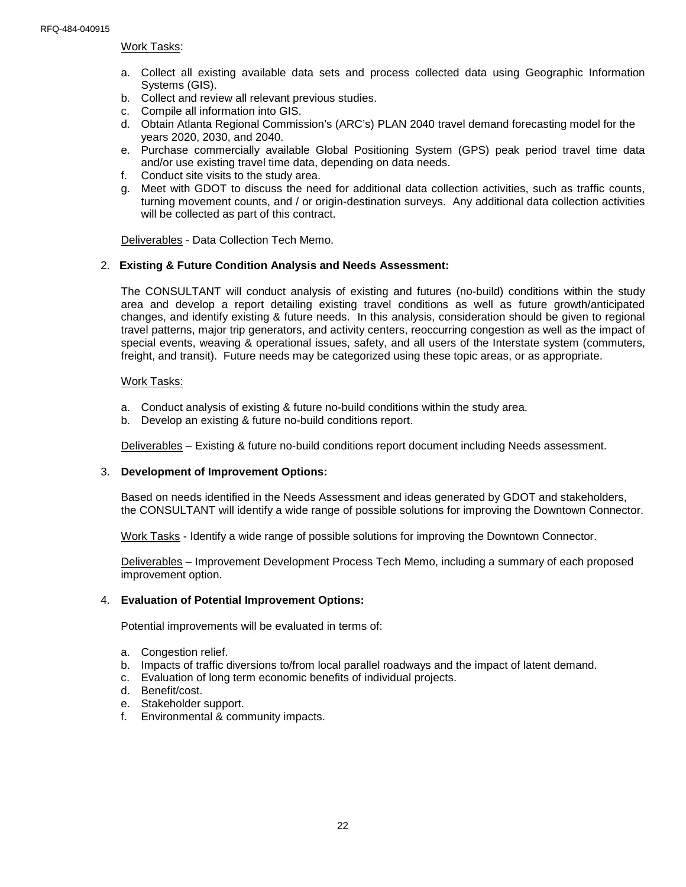Work Tasks:

a. Collect all existing available data sets and process collected data using Geographic Information Systems (GIS).
b. Collect and review all relevant previous studies.
c. Compile all information into GIS.
d. Obtain Atlanta Regional Commission's (ARC's) PLAN 2040 travel demand forecasting model for the years 2020, 2030, and 2040.
e. Purchase commercially available Global Positioning System (GPS) peak period travel time data and/or use existing travel time data, depending on data needs.
f. Conduct site visits to the study area.
g. Meet with GDOT to discuss the need for additional data collection activities, such as traffic counts, turning movement counts, and / or origin-destination surveys. Any additional data collection activities will be collected as part of this contract.

Deliverables - Data Collection Tech Memo.

2. **Existing & Future Condition Analysis and Needs Assessment:**

The CONSULTANT will conduct analysis of existing and futures (no-build) conditions within the study area and develop a report detailing existing travel conditions as well as future growth/anticipated changes, and identify existing & future needs. In this analysis, consideration should be given to regional travel patterns, major trip generators, and activity centers, reoccurring congestion as well as the impact of special events, weaving & operational issues, safety, and all users of the Interstate system (commuters, freight, and transit). Future needs may be categorized using these topic areas, or as appropriate.

Work Tasks:

a. Conduct analysis of existing & future no-build conditions within the study area.
b. Develop an existing & future no-build conditions report.

Deliverables – Existing & future no-build conditions report document including Needs assessment.

3. **Development of Improvement Options:**

Based on needs identified in the Needs Assessment and ideas generated by GDOT and stakeholders, the CONSULTANT will identify a wide range of possible solutions for improving the Downtown Connector.

Work Tasks - Identify a wide range of possible solutions for improving the Downtown Connector.

Deliverables – Improvement Development Process Tech Memo, including a summary of each proposed improvement option.

4. **Evaluation of Potential Improvement Options:**

Potential improvements will be evaluated in terms of:

a. Congestion relief.
b. Impacts of traffic diversions to/from local parallel roadways and the impact of latent demand.
c. Evaluation of long term economic benefits of individual projects.
d. Benefit/cost.
e. Stakeholder support.
f. Environmental & community impacts.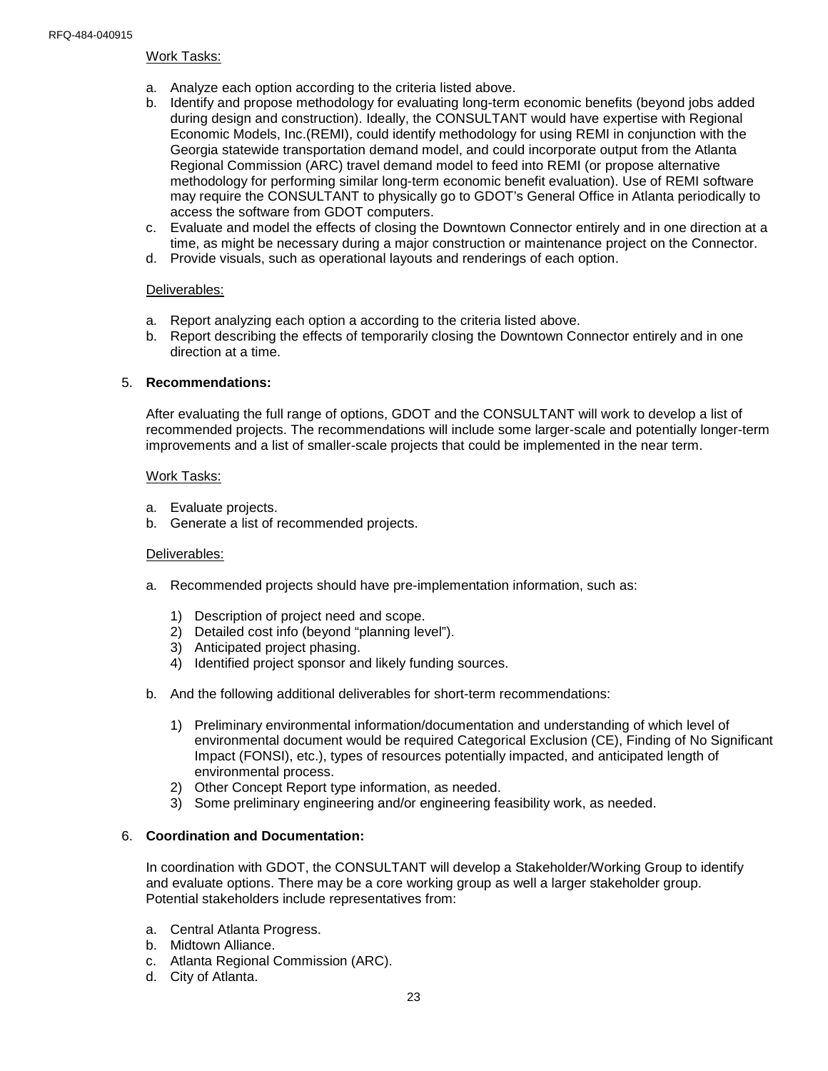Work Tasks:

a. Analyze each option according to the criteria listed above.
b. Identify and propose methodology for evaluating long-term economic benefits (beyond jobs added during design and construction). Ideally, the CONSULTANT would have expertise with Regional Economic Models, Inc.(REMI), could identify methodology for using REMI in conjunction with the Georgia statewide transportation demand model, and could incorporate output from the Atlanta Regional Commission (ARC) travel demand model to feed into REMI (or propose alternative methodology for performing similar long-term economic benefit evaluation). Use of REMI software may require the CONSULTANT to physically go to GDOT's General Office in Atlanta periodically to access the software from GDOT computers.
c. Evaluate and model the effects of closing the Downtown Connector entirely and in one direction at a time, as might be necessary during a major construction or maintenance project on the Connector.
d. Provide visuals, such as operational layouts and renderings of each option.

Deliverables:

a. Report analyzing each option a according to the criteria listed above.
b. Report describing the effects of temporarily closing the Downtown Connector entirely and in one direction at a time.

5. **Recommendations:**

After evaluating the full range of options, GDOT and the CONSULTANT will work to develop a list of recommended projects. The recommendations will include some larger-scale and potentially longer-term improvements and a list of smaller-scale projects that could be implemented in the near term.

Work Tasks:

a. Evaluate projects.
b. Generate a list of recommended projects.

Deliverables:

a. Recommended projects should have pre-implementation information, such as:

   1) Description of project need and scope.
   2) Detailed cost info (beyond "planning level").
   3) Anticipated project phasing.
   4) Identified project sponsor and likely funding sources.

b. And the following additional deliverables for short-term recommendations:

   1) Preliminary environmental information/documentation and understanding of which level of environmental document would be required Categorical Exclusion (CE), Finding of No Significant Impact (FONSI), etc.), types of resources potentially impacted, and anticipated length of environmental process.
   2) Other Concept Report type information, as needed.
   3) Some preliminary engineering and/or engineering feasibility work, as needed.

6. **Coordination and Documentation:**

In coordination with GDOT, the CONSULTANT will develop a Stakeholder/Working Group to identify and evaluate options. There may be a core working group as well a larger stakeholder group. Potential stakeholders include representatives from:

a. Central Atlanta Progress.
b. Midtown Alliance.
c. Atlanta Regional Commission (ARC).
d. City of Atlanta.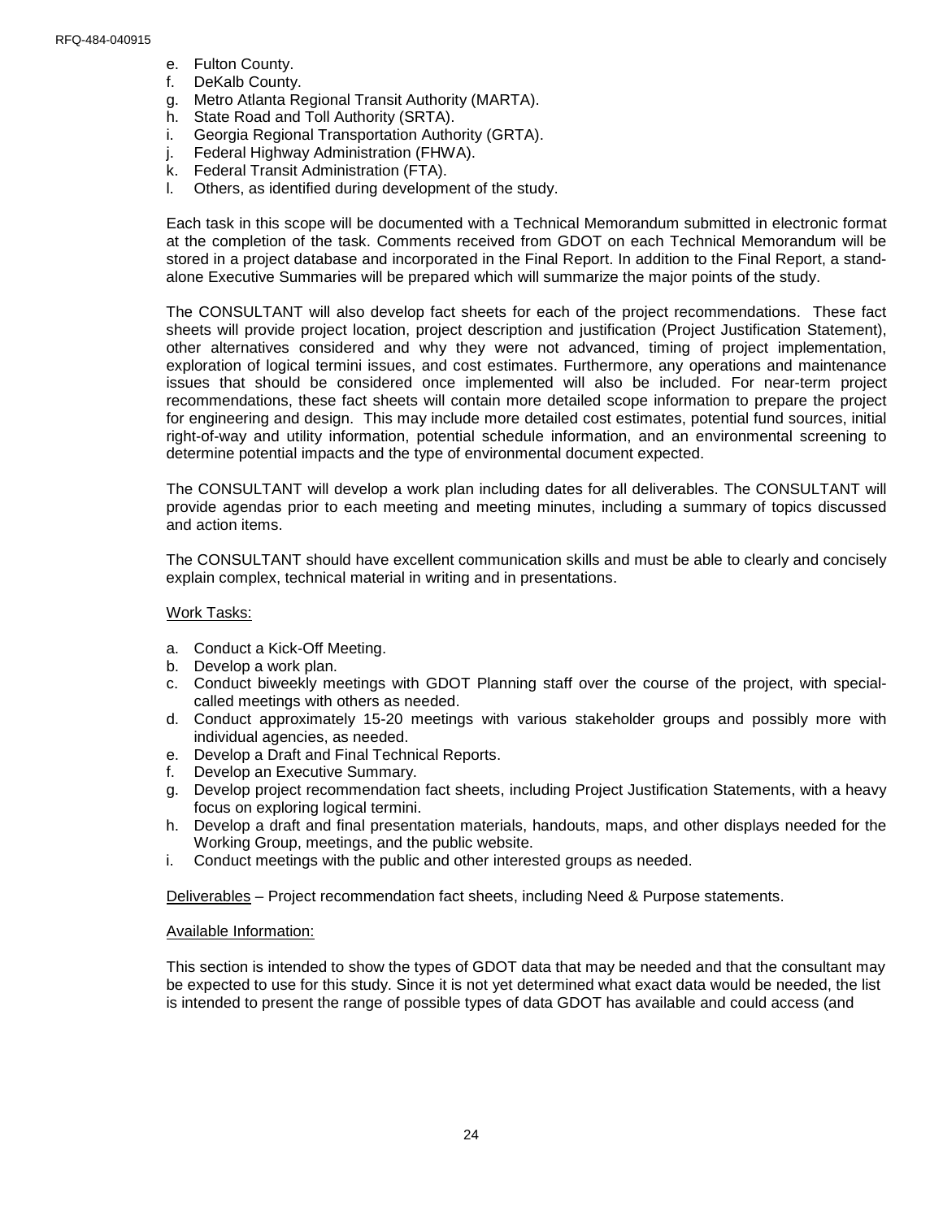e. Fulton County.
f. DeKalb County.
g. Metro Atlanta Regional Transit Authority (MARTA).
h. State Road and Toll Authority (SRTA).
i. Georgia Regional Transportation Authority (GRTA).
j. Federal Highway Administration (FHWA).
k. Federal Transit Administration (FTA).
l. Others, as identified during development of the study.

Each task in this scope will be documented with a Technical Memorandum submitted in electronic format at the completion of the task. Comments received from GDOT on each Technical Memorandum will be stored in a project database and incorporated in the Final Report. In addition to the Final Report, a stand-alone Executive Summaries will be prepared which will summarize the major points of the study.

The CONSULTANT will also develop fact sheets for each of the project recommendations. These fact sheets will provide project location, project description and justification (Project Justification Statement), other alternatives considered and why they were not advanced, timing of project implementation, exploration of logical termini issues, and cost estimates. Furthermore, any operations and maintenance issues that should be considered once implemented will also be included. For near-term project recommendations, these fact sheets will contain more detailed scope information to prepare the project for engineering and design. This may include more detailed cost estimates, potential fund sources, initial right-of-way and utility information, potential schedule information, and an environmental screening to determine potential impacts and the type of environmental document expected.

The CONSULTANT will develop a work plan including dates for all deliverables. The CONSULTANT will provide agendas prior to each meeting and meeting minutes, including a summary of topics discussed and action items.

The CONSULTANT should have excellent communication skills and must be able to clearly and concisely explain complex, technical material in writing and in presentations.

<u>Work Tasks:</u>

a. Conduct a Kick-Off Meeting.
b. Develop a work plan.
c. Conduct biweekly meetings with GDOT Planning staff over the course of the project, with special-called meetings with others as needed.
d. Conduct approximately 15-20 meetings with various stakeholder groups and possibly more with individual agencies, as needed.
e. Develop a Draft and Final Technical Reports.
f. Develop an Executive Summary.
g. Develop project recommendation fact sheets, including Project Justification Statements, with a heavy focus on exploring logical termini.
h. Develop a draft and final presentation materials, handouts, maps, and other displays needed for the Working Group, meetings, and the public website.
i. Conduct meetings with the public and other interested groups as needed.

<u>Deliverables</u> – Project recommendation fact sheets, including Need & Purpose statements.

<u>Available Information:</u>

This section is intended to show the types of GDOT data that may be needed and that the consultant may be expected to use for this study. Since it is not yet determined what exact data would be needed, the list is intended to present the range of possible types of data GDOT has available and could access (and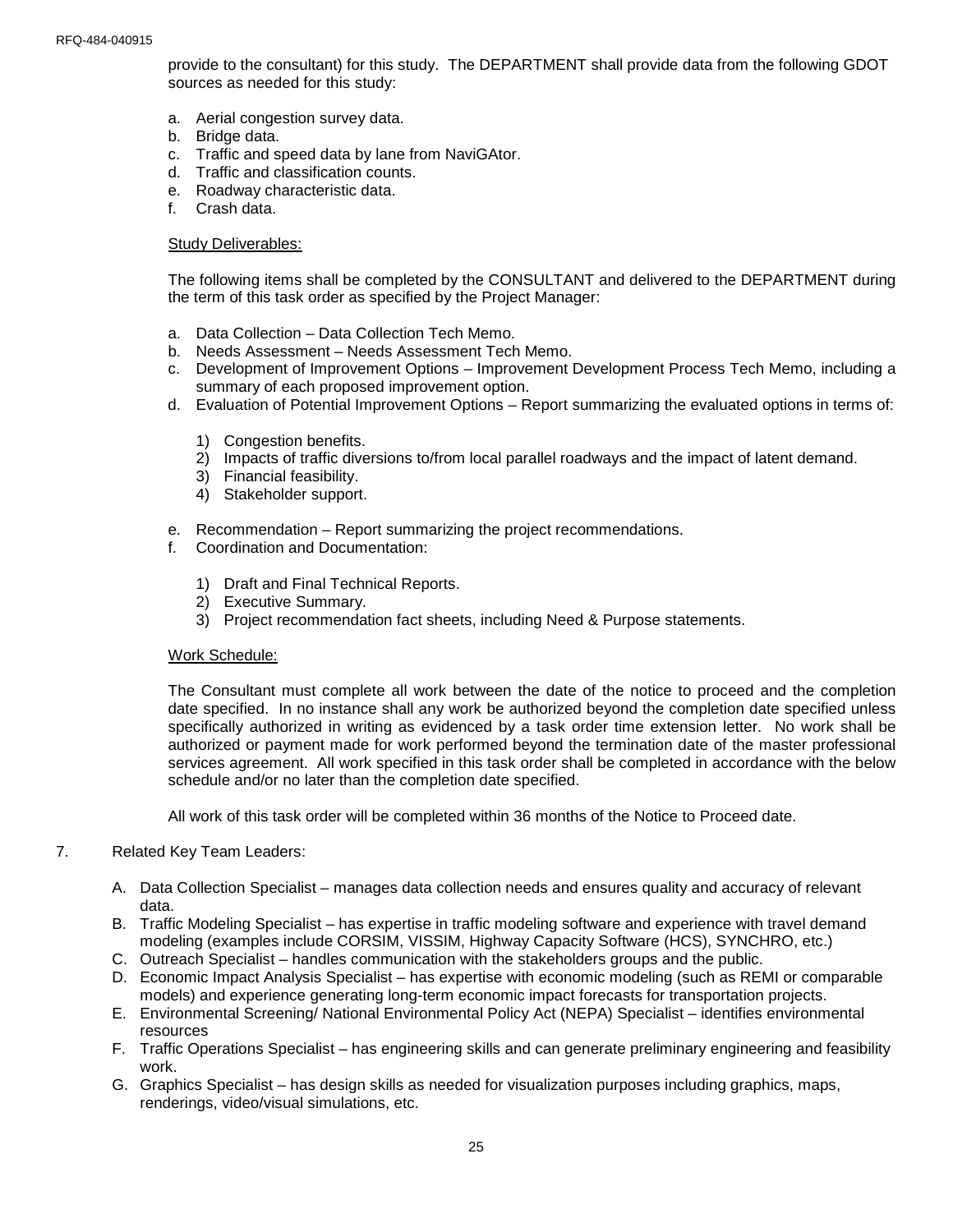provide to the consultant) for this study. The DEPARTMENT shall provide data from the following GDOT sources as needed for this study:

a. Aerial congestion survey data.
b. Bridge data.
c. Traffic and speed data by lane from NaviGAtor.
d. Traffic and classification counts.
e. Roadway characteristic data.
f. Crash data.

<u>Study Deliverables:</u>

The following items shall be completed by the CONSULTANT and delivered to the DEPARTMENT during the term of this task order as specified by the Project Manager:

a. Data Collection – Data Collection Tech Memo.
b. Needs Assessment – Needs Assessment Tech Memo.
c. Development of Improvement Options – Improvement Development Process Tech Memo, including a summary of each proposed improvement option.
d. Evaluation of Potential Improvement Options – Report summarizing the evaluated options in terms of:

    1) Congestion benefits.
    2) Impacts of traffic diversions to/from local parallel roadways and the impact of latent demand.
    3) Financial feasibility.
    4) Stakeholder support.

e. Recommendation – Report summarizing the project recommendations.
f. Coordination and Documentation:

    1) Draft and Final Technical Reports.
    2) Executive Summary.
    3) Project recommendation fact sheets, including Need & Purpose statements.

<u>Work Schedule:</u>

The Consultant must complete all work between the date of the notice to proceed and the completion date specified. In no instance shall any work be authorized beyond the completion date specified unless specifically authorized in writing as evidenced by a task order time extension letter. No work shall be authorized or payment made for work performed beyond the termination date of the master professional services agreement. All work specified in this task order shall be completed in accordance with the below schedule and/or no later than the completion date specified.

All work of this task order will be completed within 36 months of the Notice to Proceed date.

7. Related Key Team Leaders:

A. Data Collection Specialist – manages data collection needs and ensures quality and accuracy of relevant data.
B. Traffic Modeling Specialist – has expertise in traffic modeling software and experience with travel demand modeling (examples include CORSIM, VISSIM, Highway Capacity Software (HCS), SYNCHRO, etc.)
C. Outreach Specialist – handles communication with the stakeholders groups and the public.
D. Economic Impact Analysis Specialist – has expertise with economic modeling (such as REMI or comparable models) and experience generating long-term economic impact forecasts for transportation projects.
E. Environmental Screening/ National Environmental Policy Act (NEPA) Specialist – identifies environmental resources
F. Traffic Operations Specialist – has engineering skills and can generate preliminary engineering and feasibility work.
G. Graphics Specialist – has design skills as needed for visualization purposes including graphics, maps, renderings, video/visual simulations, etc.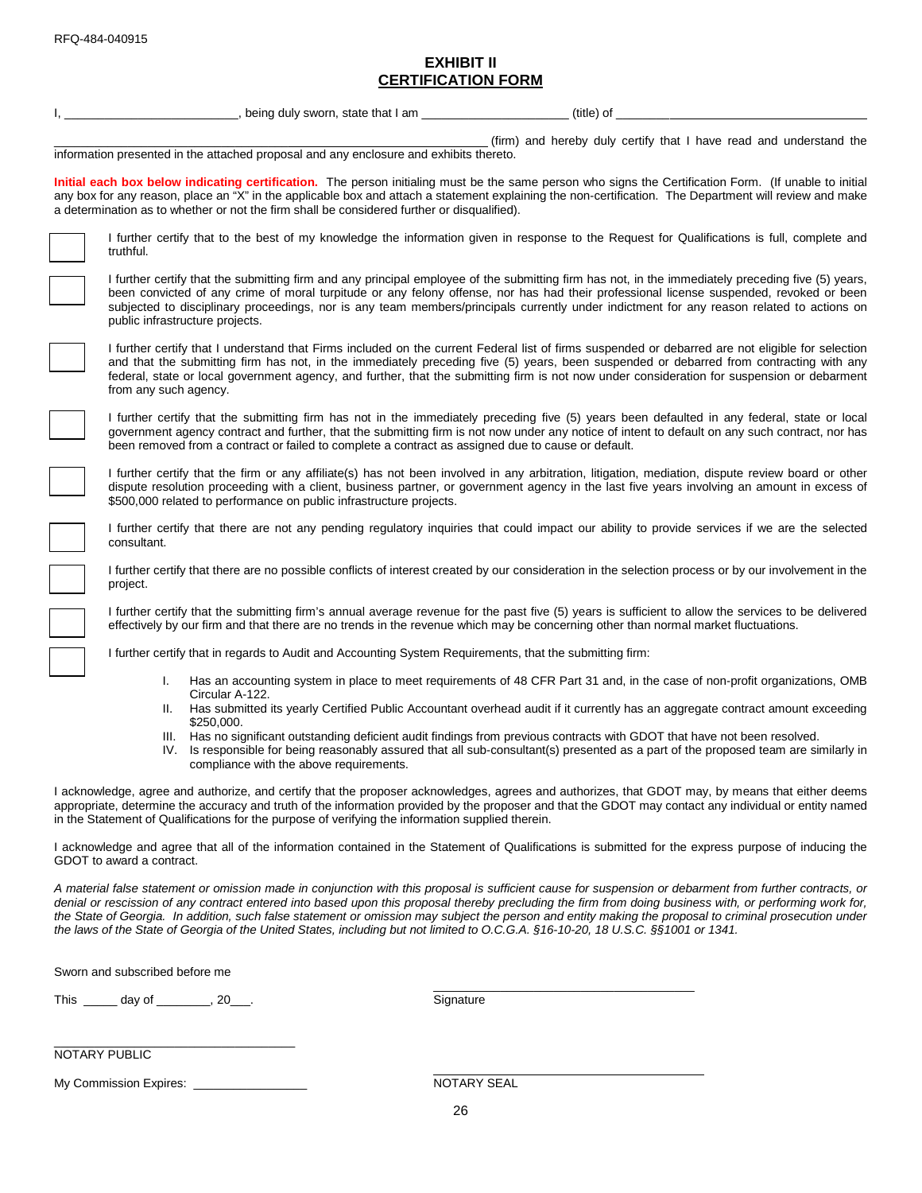RFQ-484-040915

# EXHIBIT II
## CERTIFICATION FORM

I, ________________________, being duly sworn, state that I am ____________________ (title) of ______________________________ ______________________________________________ (firm) and hereby duly certify that I have read and understand the information presented in the attached proposal and any enclosure and exhibits thereto.

**Initial each box below indicating certification.** The person initialing must be the same person who signs the Certification Form. (If unable to initial any box for any reason, place an "X" in the applicable box and attach a statement explaining the non-certification. The Department will review and make a determination as to whether or not the firm shall be considered further or disqualified).

☐ I further certify that to the best of my knowledge the information given in response to the Request for Qualifications is full, complete and truthful.

☐ I further certify that the submitting firm and any principal employee of the submitting firm has not, in the immediately preceding five (5) years, been convicted of any crime of moral turpitude or any felony offense, nor has had their professional license suspended, revoked or been subjected to disciplinary proceedings, nor is any team members/principals currently under indictment for any reason related to actions on public infrastructure projects.

☐ I further certify that I understand that Firms included on the current Federal list of firms suspended or debarred are not eligible for selection and that the submitting firm has not, in the immediately preceding five (5) years, been suspended or debarred from contracting with any federal, state or local government agency, and further, that the submitting firm is not now under consideration for suspension or debarment from any such agency.

☐ I further certify that the submitting firm has not in the immediately preceding five (5) years been defaulted in any federal, state or local government agency contract and further, that the submitting firm is not now under any notice of intent to default on any such contract, nor has been removed from a contract or failed to complete a contract as assigned due to cause or default.

☐ I further certify that the firm or any affiliate(s) has not been involved in any arbitration, litigation, mediation, dispute review board or other dispute resolution proceeding with a client, business partner, or government agency in the last five years involving an amount in excess of $500,000 related to performance on public infrastructure projects.

☐ I further certify that there are not any pending regulatory inquiries that could impact our ability to provide services if we are the selected consultant.

☐ I further certify that there are no possible conflicts of interest created by our consideration in the selection process or by our involvement in the project.

☐ I further certify that the submitting firm's annual average revenue for the past five (5) years is sufficient to allow the services to be delivered effectively by our firm and that there are no trends in the revenue which may be concerning other than normal market fluctuations.

☐ I further certify that in regards to Audit and Accounting System Requirements, that the submitting firm:

I. Has an accounting system in place to meet requirements of 48 CFR Part 31 and, in the case of non-profit organizations, OMB Circular A-122.
II. Has submitted its yearly Certified Public Accountant overhead audit if it currently has an aggregate contract amount exceeding $250,000.
III. Has no significant outstanding deficient audit findings from previous contracts with GDOT that have not been resolved.
IV. Is responsible for being reasonably assured that all sub-consultant(s) presented as a part of the proposed team are similarly in compliance with the above requirements.

I acknowledge, agree and authorize, and certify that the proposer acknowledges, agrees and authorizes, that GDOT may, by means that either deems appropriate, determine the accuracy and truth of the information provided by the proposer and that the GDOT may contact any individual or entity named in the Statement of Qualifications for the purpose of verifying the information supplied therein.

I acknowledge and agree that all of the information contained in the Statement of Qualifications is submitted for the express purpose of inducing the GDOT to award a contract.

*A material false statement or omission made in conjunction with this proposal is sufficient cause for suspension or debarment from further contracts, or denial or rescission of any contract entered into based upon this proposal thereby precluding the firm from doing business with, or performing work for, the State of Georgia. In addition, such false statement or omission may subject the person and entity making the proposal to criminal prosecution under the laws of the State of Georgia of the United States, including but not limited to O.C.G.A. §16-10-20, 18 U.S.C. §§1001 or 1341.*

Sworn and subscribed before me

This _____ day of ________, 20___.

______________________________
Signature

______________________________
NOTARY PUBLIC

My Commission Expires: _______________

______________________________
NOTARY SEAL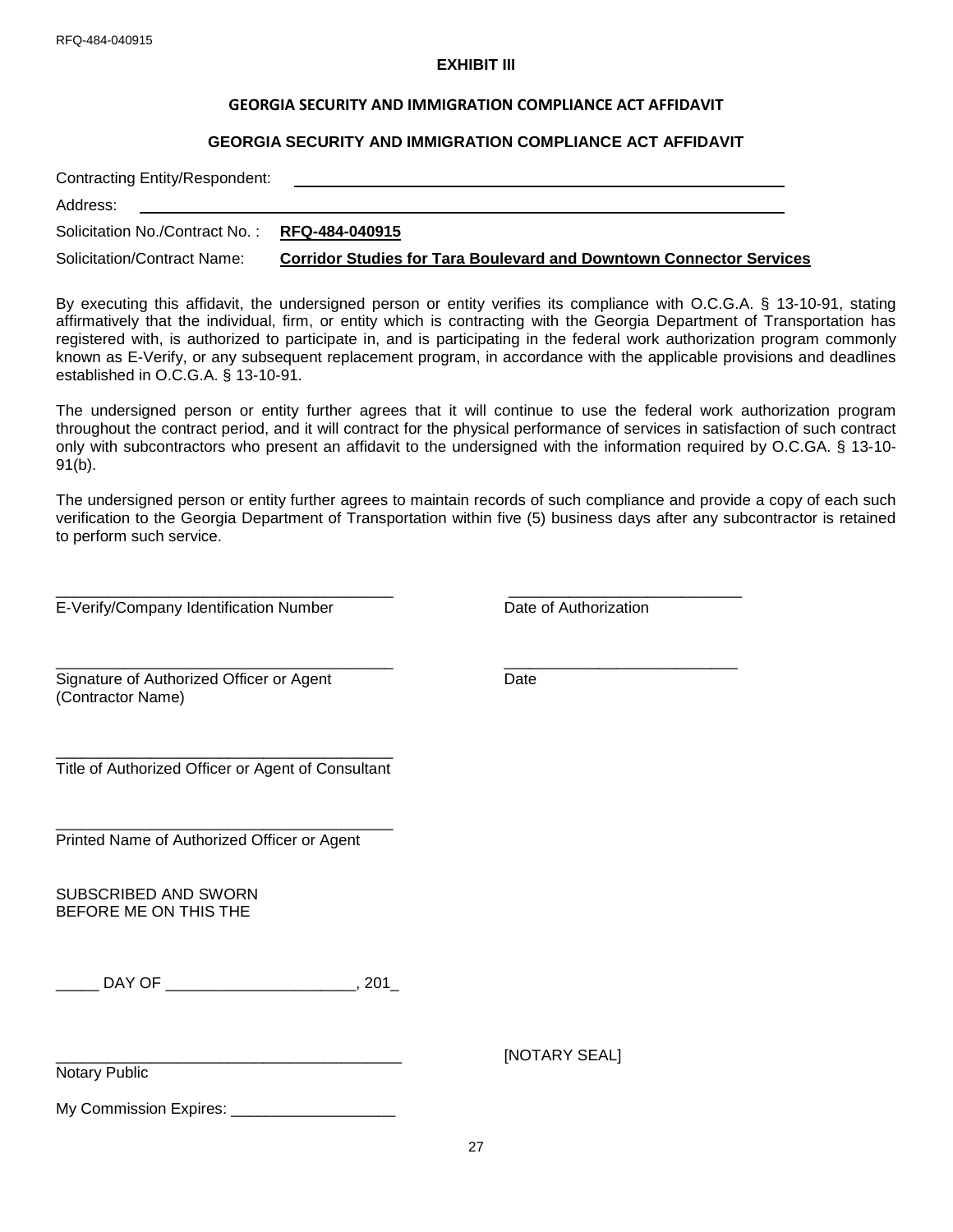**EXHIBIT III**

**GEORGIA SECURITY AND IMMIGRATION COMPLIANCE ACT AFFIDAVIT**

**GEORGIA SECURITY AND IMMIGRATION COMPLIANCE ACT AFFIDAVIT**

Contracting Entity/Respondent: ____________________________________________

Address: ____________________________________________

Solicitation No./Contract No. : **RFQ-484-040915**

Solicitation/Contract Name: **Corridor Studies for Tara Boulevard and Downtown Connector Services**

By executing this affidavit, the undersigned person or entity verifies its compliance with O.C.G.A. § 13-10-91, stating affirmatively that the individual, firm, or entity which is contracting with the Georgia Department of Transportation has registered with, is authorized to participate in, and is participating in the federal work authorization program commonly known as E-Verify, or any subsequent replacement program, in accordance with the applicable provisions and deadlines established in O.C.G.A. § 13-10-91.

The undersigned person or entity further agrees that it will continue to use the federal work authorization program throughout the contract period, and it will contract for the physical performance of services in satisfaction of such contract only with subcontractors who present an affidavit to the undersigned with the information required by O.C.GA. § 13-10-91(b).

The undersigned person or entity further agrees to maintain records of such compliance and provide a copy of each such verification to the Georgia Department of Transportation within five (5) business days after any subcontractor is retained to perform such service.

_______________________________________ E-Verify/Company Identification Number

_______________________________________ Date of Authorization

_______________________________________ Signature of Authorized Officer or Agent (Contractor Name)

_______________________________________ Date

_______________________________________ Title of Authorized Officer or Agent of Consultant

_______________________________________ Printed Name of Authorized Officer or Agent

SUBSCRIBED AND SWORN
BEFORE ME ON THIS THE

_____ DAY OF _____________________, 201_

_______________________________________ Notary Public

[NOTARY SEAL]

My Commission Expires: ___________________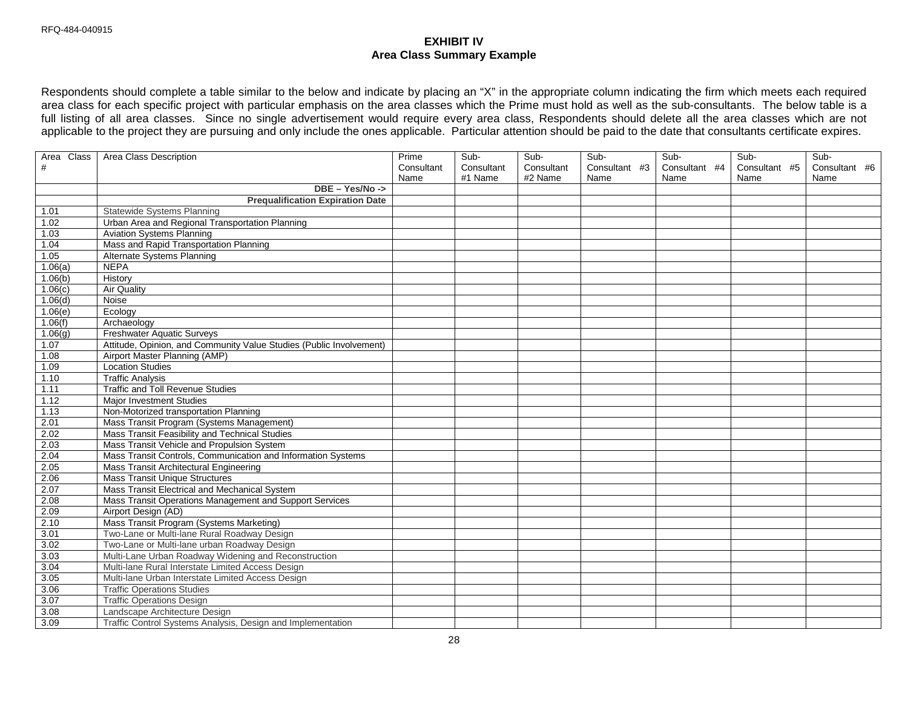## EXHIBIT IV
## Area Class Summary Example

Respondents should complete a table similar to the below and indicate by placing an "X" in the appropriate column indicating the firm which meets each required area class for each specific project with particular emphasis on the area classes which the Prime must hold as well as the sub-consultants. The below table is a full listing of all area classes. Since no single advertisement would require every area class, Respondents should delete all the area classes which are not applicable to the project they are pursuing and only include the ones applicable. Particular attention should be paid to the date that consultants certificate expires.

| Area Class # | Area Class Description | Prime Consultant Name | Sub-Consultant #1 Name | Sub-Consultant #2 Name | Sub-Consultant #3 Name | Sub-Consultant #4 Name | Sub-Consultant #5 Name | Sub-Consultant #6 Name |
|---|---|---|---|---|---|---|---|---|
| | **DBE – Yes/No ->** | | | | | | | |
| | **Prequalification Expiration Date** | | | | | | | |
| 1.01 | Statewide Systems Planning | | | | | | | |
| 1.02 | Urban Area and Regional Transportation Planning | | | | | | | |
| 1.03 | Aviation Systems Planning | | | | | | | |
| 1.04 | Mass and Rapid Transportation Planning | | | | | | | |
| 1.05 | Alternate Systems Planning | | | | | | | |
| 1.06(a) | NEPA | | | | | | | |
| 1.06(b) | History | | | | | | | |
| 1.06(c) | Air Quality | | | | | | | |
| 1.06(d) | Noise | | | | | | | |
| 1.06(e) | Ecology | | | | | | | |
| 1.06(f) | Archaeology | | | | | | | |
| 1.06(g) | Freshwater Aquatic Surveys | | | | | | | |
| 1.07 | Attitude, Opinion, and Community Value Studies (Public Involvement) | | | | | | | |
| 1.08 | Airport Master Planning (AMP) | | | | | | | |
| 1.09 | Location Studies | | | | | | | |
| 1.10 | Traffic Analysis | | | | | | | |
| 1.11 | Traffic and Toll Revenue Studies | | | | | | | |
| 1.12 | Major Investment Studies | | | | | | | |
| 1.13 | Non-Motorized transportation Planning | | | | | | | |
| 2.01 | Mass Transit Program (Systems Management) | | | | | | | |
| 2.02 | Mass Transit Feasibility and Technical Studies | | | | | | | |
| 2.03 | Mass Transit Vehicle and Propulsion System | | | | | | | |
| 2.04 | Mass Transit Controls, Communication and Information Systems | | | | | | | |
| 2.05 | Mass Transit Architectural Engineering | | | | | | | |
| 2.06 | Mass Transit Unique Structures | | | | | | | |
| 2.07 | Mass Transit Electrical and Mechanical System | | | | | | | |
| 2.08 | Mass Transit Operations Management and Support Services | | | | | | | |
| 2.09 | Airport Design (AD) | | | | | | | |
| 2.10 | Mass Transit Program (Systems Marketing) | | | | | | | |
| 3.01 | Two-Lane or Multi-lane Rural Roadway Design | | | | | | | |
| 3.02 | Two-Lane or Multi-lane urban Roadway Design | | | | | | | |
| 3.03 | Multi-Lane Urban Roadway Widening and Reconstruction | | | | | | | |
| 3.04 | Multi-lane Rural Interstate Limited Access Design | | | | | | | |
| 3.05 | Multi-lane Urban Interstate Limited Access Design | | | | | | | |
| 3.06 | Traffic Operations Studies | | | | | | | |
| 3.07 | Traffic Operations Design | | | | | | | |
| 3.08 | Landscape Architecture Design | | | | | | | |
| 3.09 | Traffic Control Systems Analysis, Design and Implementation | | | | | | | |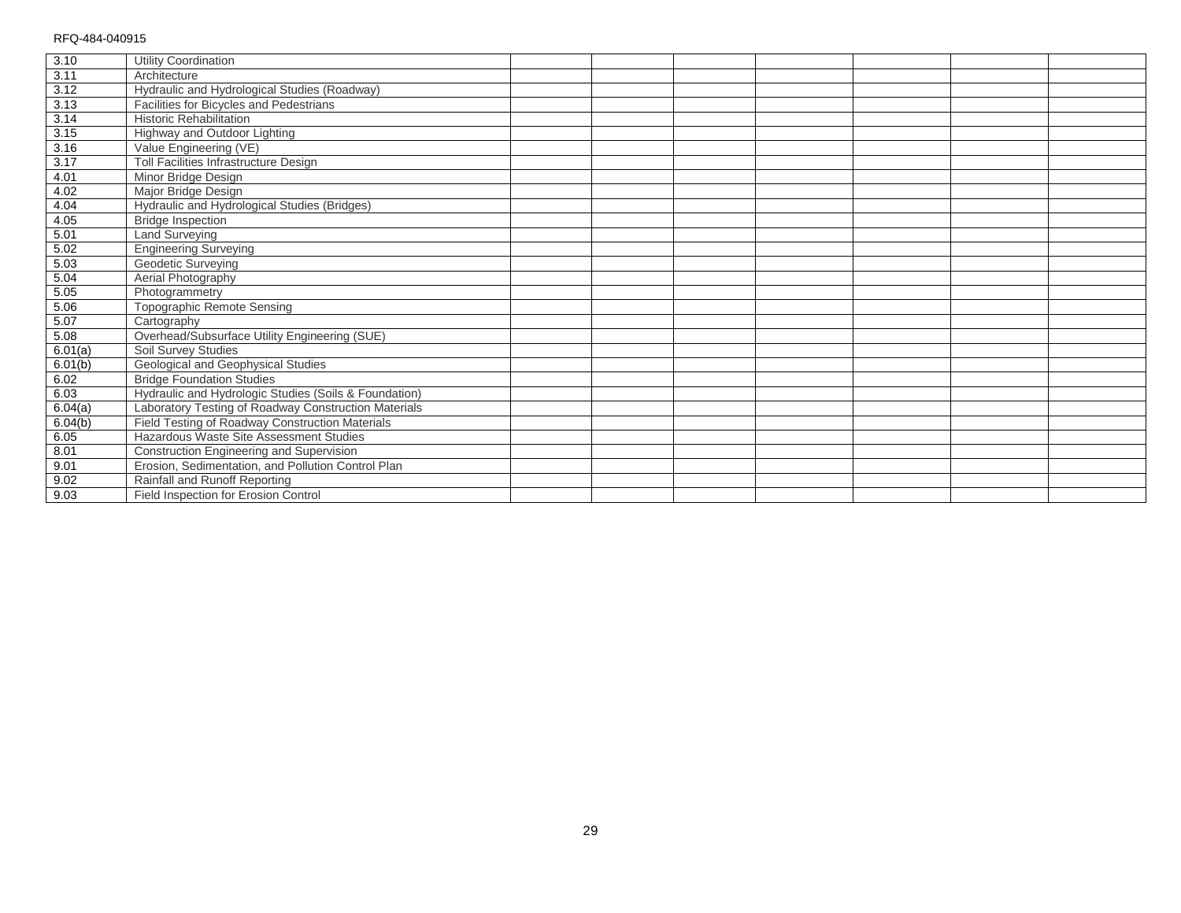| | | | | | | | | |
|---|---|---|---|---|---|---|---|---|
| 3.10 | Utility Coordination | | | | | | | |
| 3.11 | Architecture | | | | | | | |
| 3.12 | Hydraulic and Hydrological Studies (Roadway) | | | | | | | |
| 3.13 | Facilities for Bicycles and Pedestrians | | | | | | | |
| 3.14 | Historic Rehabilitation | | | | | | | |
| 3.15 | Highway and Outdoor Lighting | | | | | | | |
| 3.16 | Value Engineering (VE) | | | | | | | |
| 3.17 | Toll Facilities Infrastructure Design | | | | | | | |
| 4.01 | Minor Bridge Design | | | | | | | |
| 4.02 | Major Bridge Design | | | | | | | |
| 4.04 | Hydraulic and Hydrological Studies (Bridges) | | | | | | | |
| 4.05 | Bridge Inspection | | | | | | | |
| 5.01 | Land Surveying | | | | | | | |
| 5.02 | Engineering Surveying | | | | | | | |
| 5.03 | Geodetic Surveying | | | | | | | |
| 5.04 | Aerial Photography | | | | | | | |
| 5.05 | Photogrammetry | | | | | | | |
| 5.06 | Topographic Remote Sensing | | | | | | | |
| 5.07 | Cartography | | | | | | | |
| 5.08 | Overhead/Subsurface Utility Engineering (SUE) | | | | | | | |
| 6.01(a) | Soil Survey Studies | | | | | | | |
| 6.01(b) | Geological and Geophysical Studies | | | | | | | |
| 6.02 | Bridge Foundation Studies | | | | | | | |
| 6.03 | Hydraulic and Hydrologic Studies (Soils & Foundation) | | | | | | | |
| 6.04(a) | Laboratory Testing of Roadway Construction Materials | | | | | | | |
| 6.04(b) | Field Testing of Roadway Construction Materials | | | | | | | |
| 6.05 | Hazardous Waste Site Assessment Studies | | | | | | | |
| 8.01 | Construction Engineering and Supervision | | | | | | | |
| 9.01 | Erosion, Sedimentation, and Pollution Control Plan | | | | | | | |
| 9.02 | Rainfall and Runoff Reporting | | | | | | | |
| 9.03 | Field Inspection for Erosion Control | | | | | | | |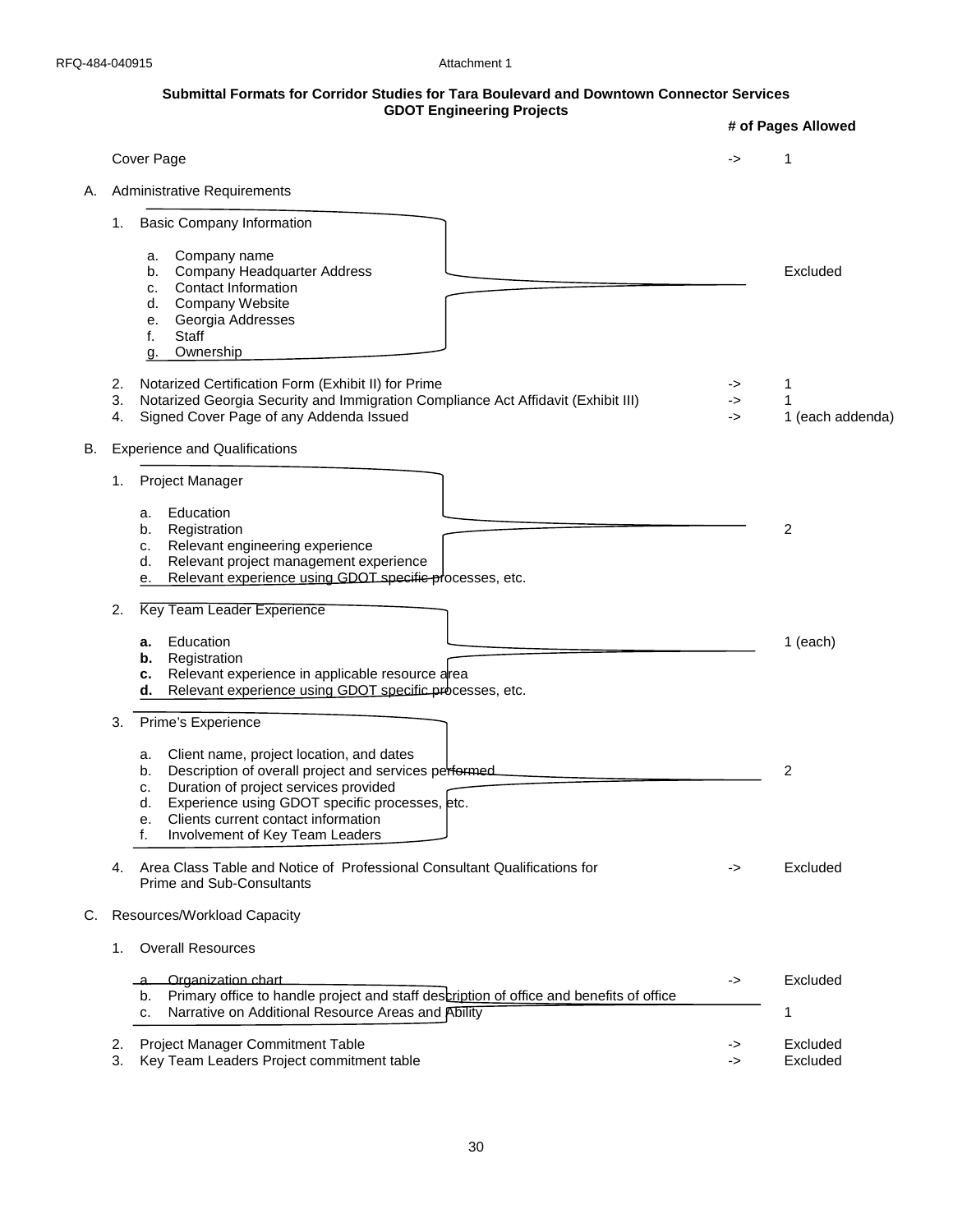RFQ-484-040915 Attachment 1

**Submittal Formats for Corridor Studies for Tara Boulevard and Downtown Connector Services GDOT Engineering Projects**

| | | # of Pages Allowed |
|---|---|---|
| Cover Page | -> | 1 |
| **A. Administrative Requirements** | | |
| 1. Basic Company Information<br>a. Company name<br>b. Company Headquarter Address<br>c. Contact Information<br>d. Company Website<br>e. Georgia Addresses<br>f. Staff<br>g. Ownership | | Excluded |
| 2. Notarized Certification Form (Exhibit II) for Prime | -> | 1 |
| 3. Notarized Georgia Security and Immigration Compliance Act Affidavit (Exhibit III) | -> | 1 |
| 4. Signed Cover Page of any Addenda Issued | -> | 1 (each addenda) |
| **B. Experience and Qualifications** | | |
| 1. Project Manager<br>a. Education<br>b. Registration<br>c. Relevant engineering experience<br>d. Relevant project management experience<br>e. Relevant experience using GDOT specific processes, etc. | | 2 |
| 2. Key Team Leader Experience<br>**a.** Education<br>**b.** Registration<br>**c.** Relevant experience in applicable resource area<br>**d.** Relevant experience using GDOT specific processes, etc. | | 1 (each) |
| 3. Prime's Experience<br>a. Client name, project location, and dates<br>b. Description of overall project and services performed<br>c. Duration of project services provided<br>d. Experience using GDOT specific processes, etc.<br>e. Clients current contact information<br>f. Involvement of Key Team Leaders | | 2 |
| 4. Area Class Table and Notice of Professional Consultant Qualifications for Prime and Sub-Consultants | -> | Excluded |
| **C. Resources/Workload Capacity** | | |
| 1. Overall Resources | | |
| a. Organization chart | -> | Excluded |
| b. Primary office to handle project and staff description of office and benefits of office<br>c. Narrative on Additional Resource Areas and Ability | | 1 |
| 2. Project Manager Commitment Table | -> | Excluded |
| 3. Key Team Leaders Project commitment table | -> | Excluded |